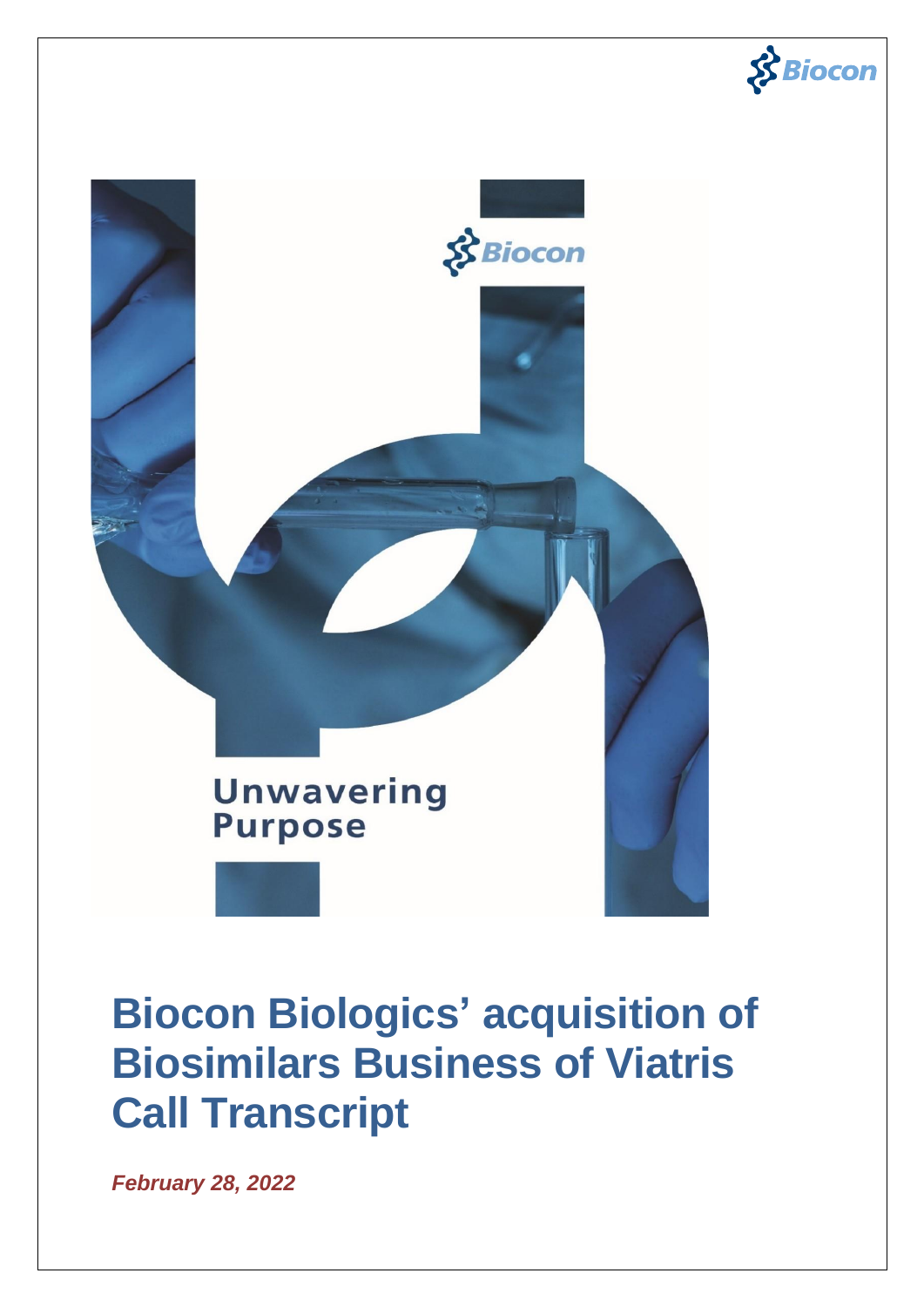Biocon

Unwavering Purpose

# Biocon Biologics' acquisition of Biosimilars Business of Viatris Call Transcript

***February 28, 2022***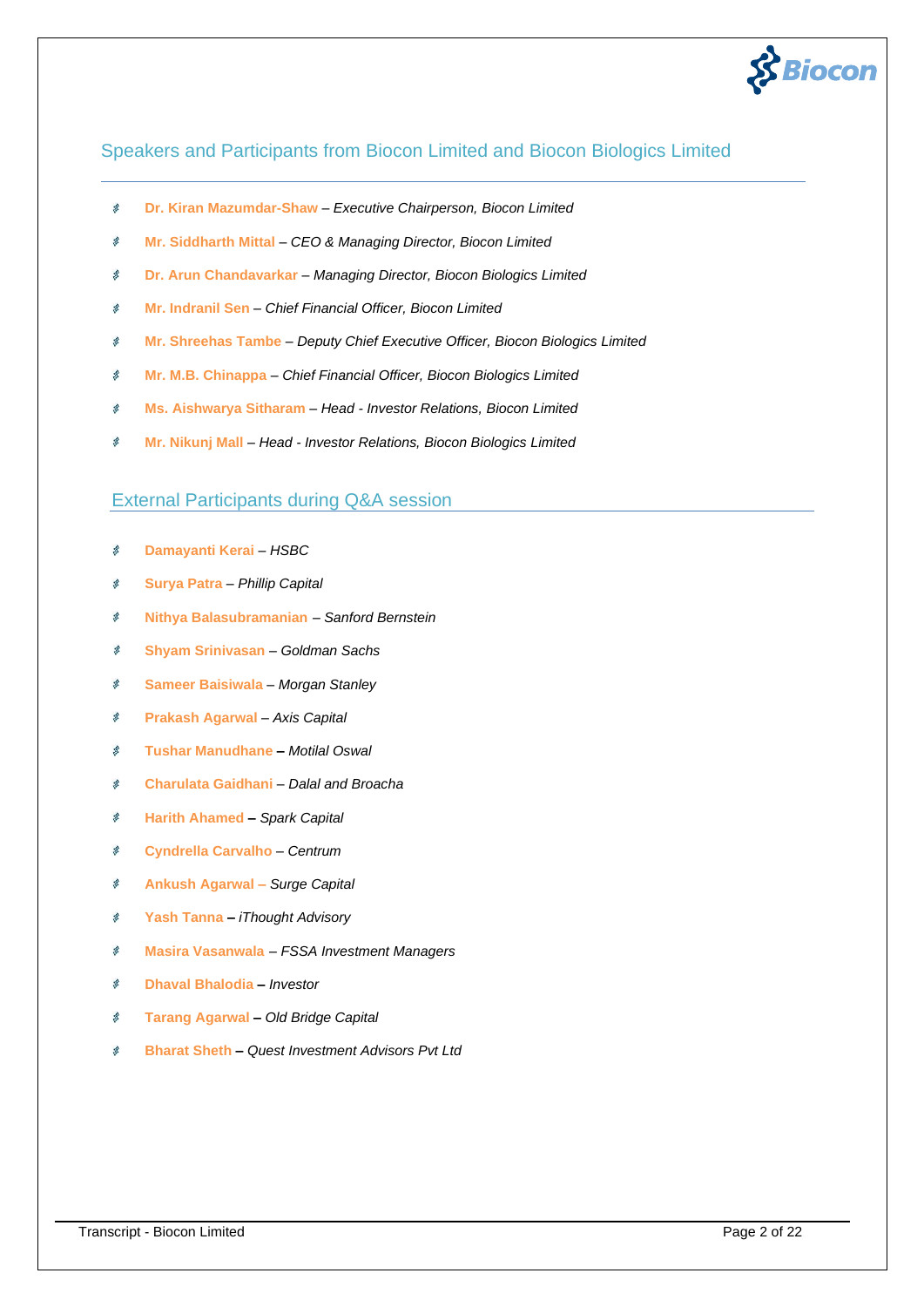## Speakers and Participants from Biocon Limited and Biocon Biologics Limited

- **Dr. Kiran Mazumdar-Shaw** – *Executive Chairperson, Biocon Limited*
- **Mr. Siddharth Mittal** – *CEO & Managing Director, Biocon Limited*
- **Dr. Arun Chandavarkar** – *Managing Director, Biocon Biologics Limited*
- **Mr. Indranil Sen** – *Chief Financial Officer, Biocon Limited*
- **Mr. Shreehas Tambe** – *Deputy Chief Executive Officer, Biocon Biologics Limited*
- **Mr. M.B. Chinappa** – *Chief Financial Officer, Biocon Biologics Limited*
- **Ms. Aishwarya Sitharam** – *Head - Investor Relations, Biocon Limited*
- **Mr. Nikunj Mall** – *Head - Investor Relations, Biocon Biologics Limited*

## External Participants during Q&A session

- **Damayanti Kerai** – *HSBC*
- **Surya Patra** – *Phillip Capital*
- **Nithya Balasubramanian** – *Sanford Bernstein*
- **Shyam Srinivasan** – *Goldman Sachs*
- **Sameer Baisiwala** – *Morgan Stanley*
- **Prakash Agarwal** – *Axis Capital*
- **Tushar Manudhane** – *Motilal Oswal*
- **Charulata Gaidhani** – *Dalal and Broacha*
- **Harith Ahamed** – *Spark Capital*
- **Cyndrella Carvalho** – *Centrum*
- **Ankush Agarwal** – *Surge Capital*
- **Yash Tanna** – *iThought Advisory*
- **Masira Vasanwala** – *FSSA Investment Managers*
- **Dhaval Bhalodia** – *Investor*
- **Tarang Agarwal** – *Old Bridge Capital*
- **Bharat Sheth** – *Quest Investment Advisors Pvt Ltd*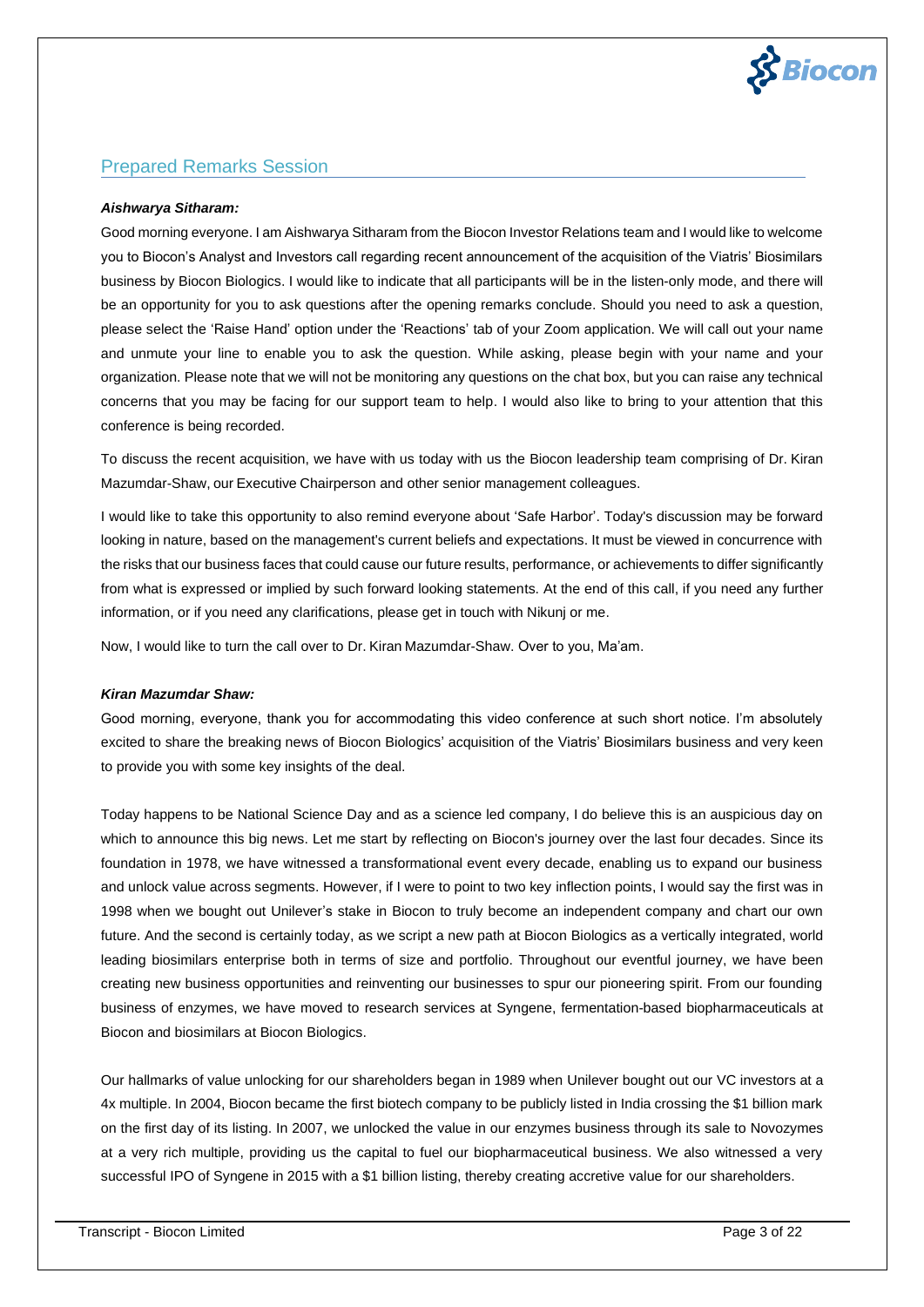## Prepared Remarks Session

***Aishwarya Sitharam:***

Good morning everyone. I am Aishwarya Sitharam from the Biocon Investor Relations team and I would like to welcome you to Biocon's Analyst and Investors call regarding recent announcement of the acquisition of the Viatris' Biosimilars business by Biocon Biologics. I would like to indicate that all participants will be in the listen-only mode, and there will be an opportunity for you to ask questions after the opening remarks conclude. Should you need to ask a question, please select the 'Raise Hand' option under the 'Reactions' tab of your Zoom application. We will call out your name and unmute your line to enable you to ask the question. While asking, please begin with your name and your organization. Please note that we will not be monitoring any questions on the chat box, but you can raise any technical concerns that you may be facing for our support team to help. I would also like to bring to your attention that this conference is being recorded.

To discuss the recent acquisition, we have with us today with us the Biocon leadership team comprising of Dr. Kiran Mazumdar-Shaw, our Executive Chairperson and other senior management colleagues.

I would like to take this opportunity to also remind everyone about 'Safe Harbor'. Today's discussion may be forward looking in nature, based on the management's current beliefs and expectations. It must be viewed in concurrence with the risks that our business faces that could cause our future results, performance, or achievements to differ significantly from what is expressed or implied by such forward looking statements. At the end of this call, if you need any further information, or if you need any clarifications, please get in touch with Nikunj or me.

Now, I would like to turn the call over to Dr. Kiran Mazumdar-Shaw. Over to you, Ma'am.

***Kiran Mazumdar Shaw:***

Good morning, everyone, thank you for accommodating this video conference at such short notice. I'm absolutely excited to share the breaking news of Biocon Biologics' acquisition of the Viatris' Biosimilars business and very keen to provide you with some key insights of the deal.

Today happens to be National Science Day and as a science led company, I do believe this is an auspicious day on which to announce this big news. Let me start by reflecting on Biocon's journey over the last four decades. Since its foundation in 1978, we have witnessed a transformational event every decade, enabling us to expand our business and unlock value across segments. However, if I were to point to two key inflection points, I would say the first was in 1998 when we bought out Unilever's stake in Biocon to truly become an independent company and chart our own future. And the second is certainly today, as we script a new path at Biocon Biologics as a vertically integrated, world leading biosimilars enterprise both in terms of size and portfolio. Throughout our eventful journey, we have been creating new business opportunities and reinventing our businesses to spur our pioneering spirit. From our founding business of enzymes, we have moved to research services at Syngene, fermentation-based biopharmaceuticals at Biocon and biosimilars at Biocon Biologics.

Our hallmarks of value unlocking for our shareholders began in 1989 when Unilever bought out our VC investors at a 4x multiple. In 2004, Biocon became the first biotech company to be publicly listed in India crossing the $1 billion mark on the first day of its listing. In 2007, we unlocked the value in our enzymes business through its sale to Novozymes at a very rich multiple, providing us the capital to fuel our biopharmaceutical business. We also witnessed a very successful IPO of Syngene in 2015 with a $1 billion listing, thereby creating accretive value for our shareholders.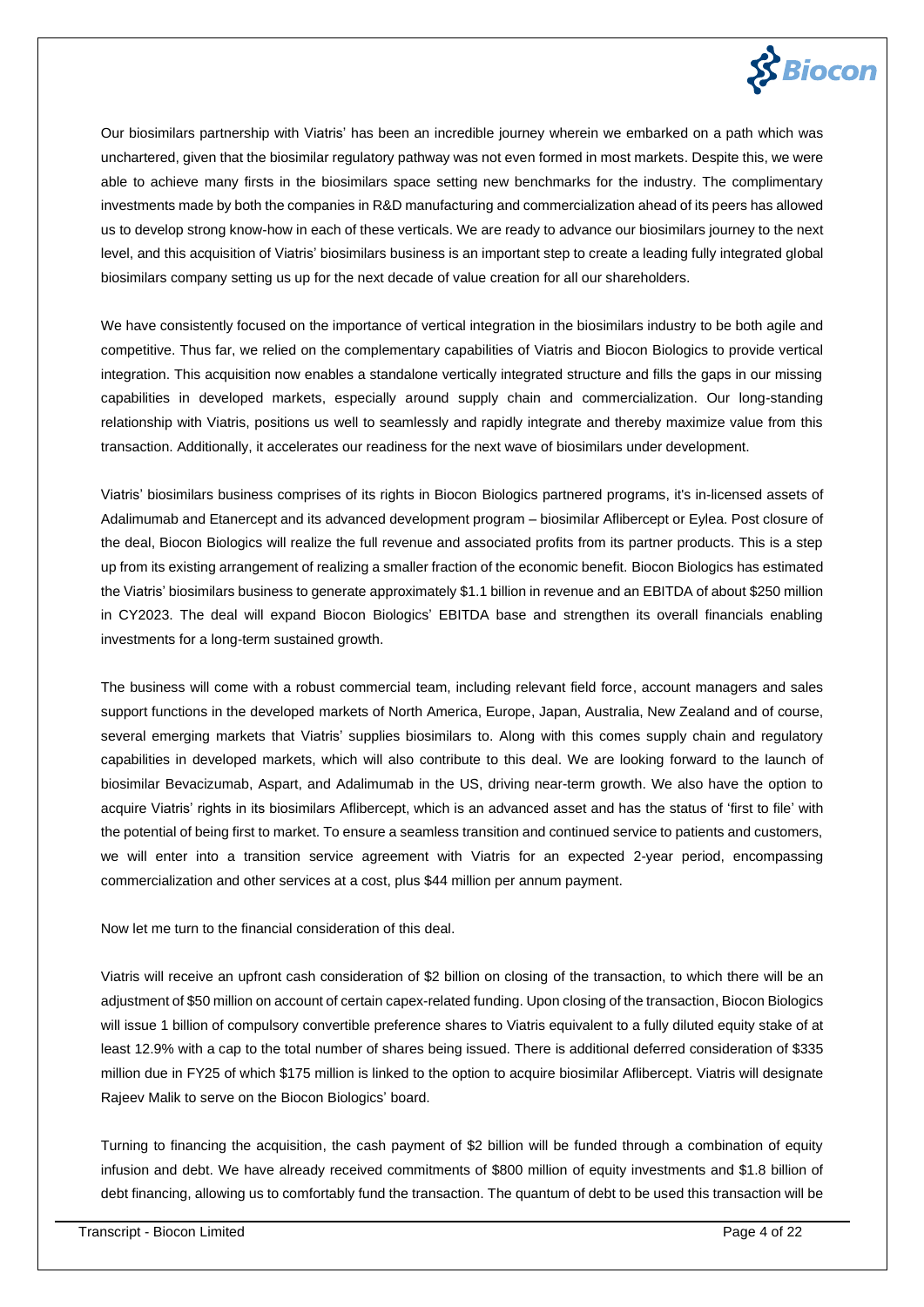Our biosimilars partnership with Viatris' has been an incredible journey wherein we embarked on a path which was unchartered, given that the biosimilar regulatory pathway was not even formed in most markets. Despite this, we were able to achieve many firsts in the biosimilars space setting new benchmarks for the industry. The complimentary investments made by both the companies in R&D manufacturing and commercialization ahead of its peers has allowed us to develop strong know-how in each of these verticals. We are ready to advance our biosimilars journey to the next level, and this acquisition of Viatris' biosimilars business is an important step to create a leading fully integrated global biosimilars company setting us up for the next decade of value creation for all our shareholders.

We have consistently focused on the importance of vertical integration in the biosimilars industry to be both agile and competitive. Thus far, we relied on the complementary capabilities of Viatris and Biocon Biologics to provide vertical integration. This acquisition now enables a standalone vertically integrated structure and fills the gaps in our missing capabilities in developed markets, especially around supply chain and commercialization. Our long-standing relationship with Viatris, positions us well to seamlessly and rapidly integrate and thereby maximize value from this transaction. Additionally, it accelerates our readiness for the next wave of biosimilars under development.

Viatris' biosimilars business comprises of its rights in Biocon Biologics partnered programs, it's in-licensed assets of Adalimumab and Etanercept and its advanced development program – biosimilar Aflibercept or Eylea. Post closure of the deal, Biocon Biologics will realize the full revenue and associated profits from its partner products. This is a step up from its existing arrangement of realizing a smaller fraction of the economic benefit. Biocon Biologics has estimated the Viatris' biosimilars business to generate approximately $1.1 billion in revenue and an EBITDA of about $250 million in CY2023. The deal will expand Biocon Biologics' EBITDA base and strengthen its overall financials enabling investments for a long-term sustained growth.

The business will come with a robust commercial team, including relevant field force, account managers and sales support functions in the developed markets of North America, Europe, Japan, Australia, New Zealand and of course, several emerging markets that Viatris' supplies biosimilars to. Along with this comes supply chain and regulatory capabilities in developed markets, which will also contribute to this deal. We are looking forward to the launch of biosimilar Bevacizumab, Aspart, and Adalimumab in the US, driving near-term growth. We also have the option to acquire Viatris' rights in its biosimilars Aflibercept, which is an advanced asset and has the status of 'first to file' with the potential of being first to market. To ensure a seamless transition and continued service to patients and customers, we will enter into a transition service agreement with Viatris for an expected 2-year period, encompassing commercialization and other services at a cost, plus $44 million per annum payment.

Now let me turn to the financial consideration of this deal.

Viatris will receive an upfront cash consideration of $2 billion on closing of the transaction, to which there will be an adjustment of $50 million on account of certain capex-related funding. Upon closing of the transaction, Biocon Biologics will issue 1 billion of compulsory convertible preference shares to Viatris equivalent to a fully diluted equity stake of at least 12.9% with a cap to the total number of shares being issued. There is additional deferred consideration of $335 million due in FY25 of which $175 million is linked to the option to acquire biosimilar Aflibercept. Viatris will designate Rajeev Malik to serve on the Biocon Biologics' board.

Turning to financing the acquisition, the cash payment of $2 billion will be funded through a combination of equity infusion and debt. We have already received commitments of $800 million of equity investments and $1.8 billion of debt financing, allowing us to comfortably fund the transaction. The quantum of debt to be used this transaction will be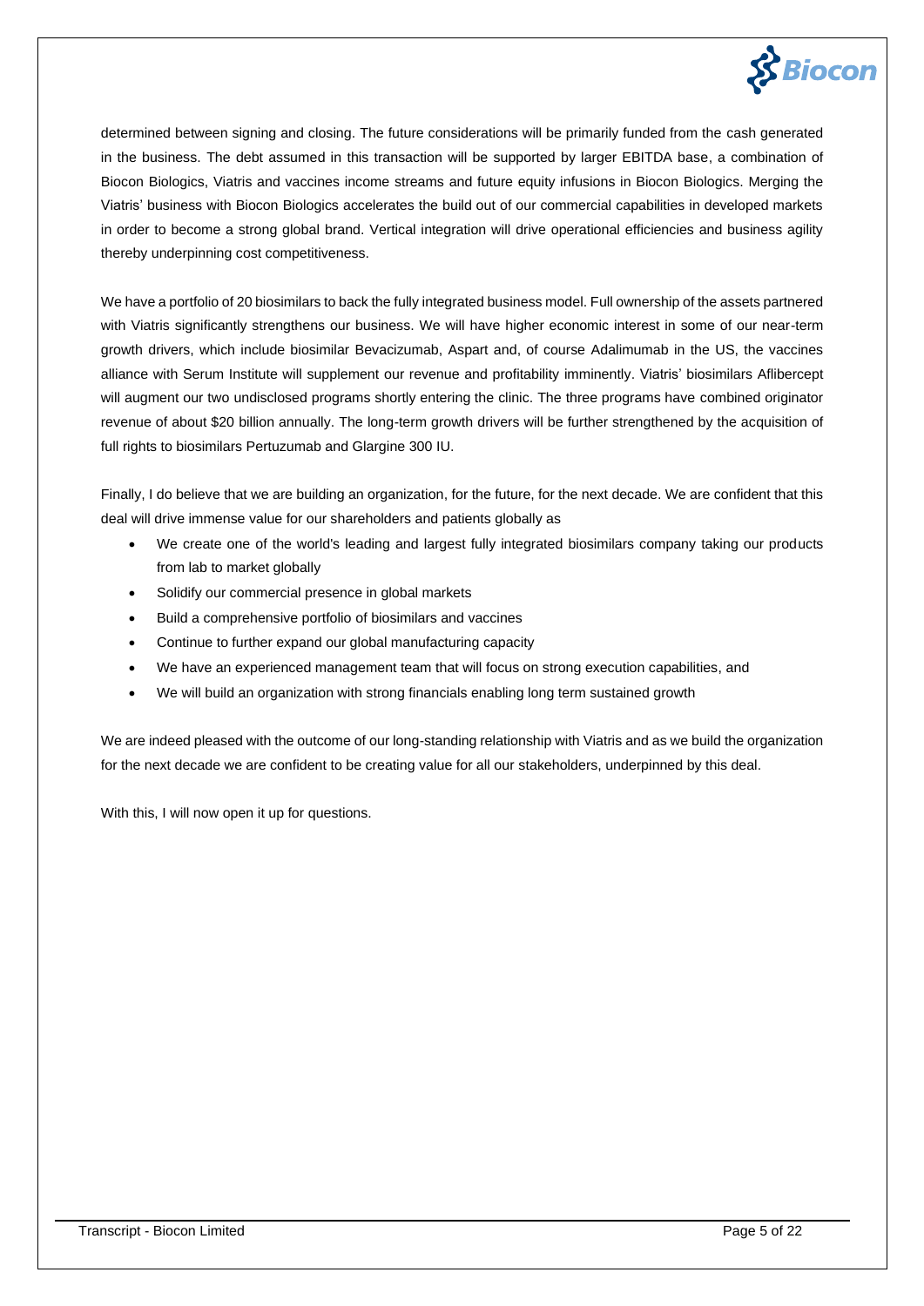determined between signing and closing. The future considerations will be primarily funded from the cash generated in the business. The debt assumed in this transaction will be supported by larger EBITDA base, a combination of Biocon Biologics, Viatris and vaccines income streams and future equity infusions in Biocon Biologics. Merging the Viatris' business with Biocon Biologics accelerates the build out of our commercial capabilities in developed markets in order to become a strong global brand. Vertical integration will drive operational efficiencies and business agility thereby underpinning cost competitiveness.

We have a portfolio of 20 biosimilars to back the fully integrated business model. Full ownership of the assets partnered with Viatris significantly strengthens our business. We will have higher economic interest in some of our near-term growth drivers, which include biosimilar Bevacizumab, Aspart and, of course Adalimumab in the US, the vaccines alliance with Serum Institute will supplement our revenue and profitability imminently. Viatris' biosimilars Aflibercept will augment our two undisclosed programs shortly entering the clinic. The three programs have combined originator revenue of about $20 billion annually. The long-term growth drivers will be further strengthened by the acquisition of full rights to biosimilars Pertuzumab and Glargine 300 IU.

Finally, I do believe that we are building an organization, for the future, for the next decade. We are confident that this deal will drive immense value for our shareholders and patients globally as

- We create one of the world's leading and largest fully integrated biosimilars company taking our products from lab to market globally
- Solidify our commercial presence in global markets
- Build a comprehensive portfolio of biosimilars and vaccines
- Continue to further expand our global manufacturing capacity
- We have an experienced management team that will focus on strong execution capabilities, and
- We will build an organization with strong financials enabling long term sustained growth

We are indeed pleased with the outcome of our long-standing relationship with Viatris and as we build the organization for the next decade we are confident to be creating value for all our stakeholders, underpinned by this deal.

With this, I will now open it up for questions.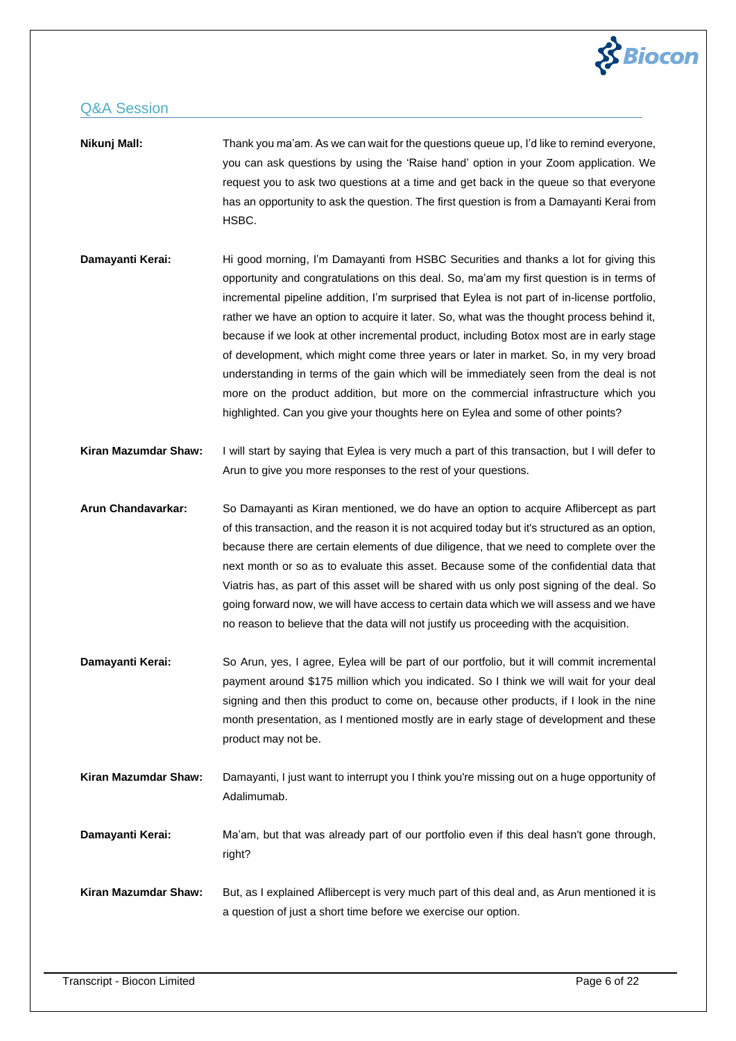## Q&A Session

**Nikunj Mall:** Thank you ma'am. As we can wait for the questions queue up, I'd like to remind everyone, you can ask questions by using the 'Raise hand' option in your Zoom application. We request you to ask two questions at a time and get back in the queue so that everyone has an opportunity to ask the question. The first question is from a Damayanti Kerai from HSBC.

**Damayanti Kerai:** Hi good morning, I'm Damayanti from HSBC Securities and thanks a lot for giving this opportunity and congratulations on this deal. So, ma'am my first question is in terms of incremental pipeline addition, I'm surprised that Eylea is not part of in-license portfolio, rather we have an option to acquire it later. So, what was the thought process behind it, because if we look at other incremental product, including Botox most are in early stage of development, which might come three years or later in market. So, in my very broad understanding in terms of the gain which will be immediately seen from the deal is not more on the product addition, but more on the commercial infrastructure which you highlighted. Can you give your thoughts here on Eylea and some of other points?

**Kiran Mazumdar Shaw:** I will start by saying that Eylea is very much a part of this transaction, but I will defer to Arun to give you more responses to the rest of your questions.

**Arun Chandavarkar:** So Damayanti as Kiran mentioned, we do have an option to acquire Aflibercept as part of this transaction, and the reason it is not acquired today but it's structured as an option, because there are certain elements of due diligence, that we need to complete over the next month or so as to evaluate this asset. Because some of the confidential data that Viatris has, as part of this asset will be shared with us only post signing of the deal. So going forward now, we will have access to certain data which we will assess and we have no reason to believe that the data will not justify us proceeding with the acquisition.

**Damayanti Kerai:** So Arun, yes, I agree, Eylea will be part of our portfolio, but it will commit incremental payment around $175 million which you indicated. So I think we will wait for your deal signing and then this product to come on, because other products, if I look in the nine month presentation, as I mentioned mostly are in early stage of development and these product may not be.

**Kiran Mazumdar Shaw:** Damayanti, I just want to interrupt you I think you're missing out on a huge opportunity of Adalimumab.

**Damayanti Kerai:** Ma'am, but that was already part of our portfolio even if this deal hasn't gone through, right?

**Kiran Mazumdar Shaw:** But, as I explained Aflibercept is very much part of this deal and, as Arun mentioned it is a question of just a short time before we exercise our option.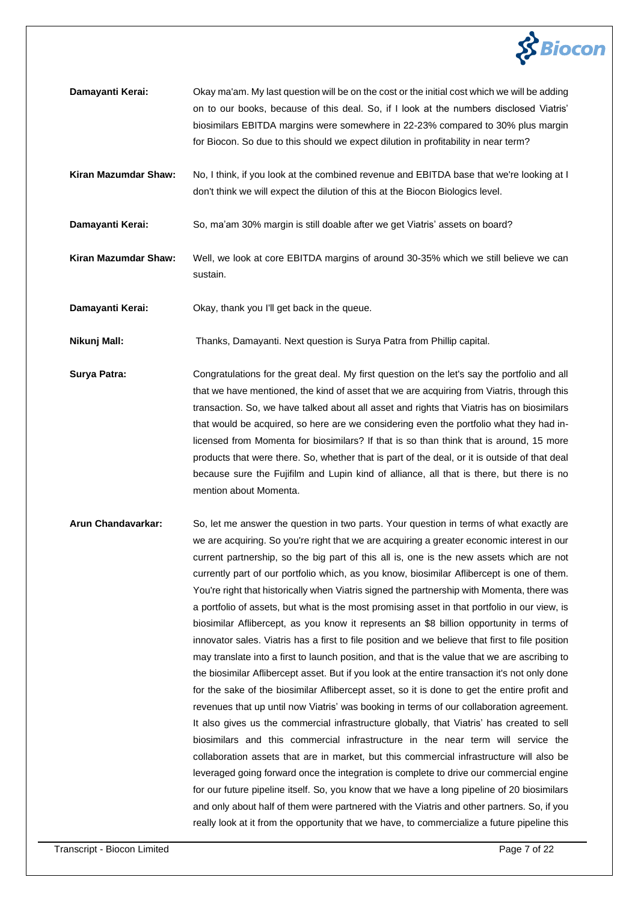**Damayanti Kerai:** Okay ma'am. My last question will be on the cost or the initial cost which we will be adding on to our books, because of this deal. So, if I look at the numbers disclosed Viatris' biosimilars EBITDA margins were somewhere in 22-23% compared to 30% plus margin for Biocon. So due to this should we expect dilution in profitability in near term?

**Kiran Mazumdar Shaw:** No, I think, if you look at the combined revenue and EBITDA base that we're looking at I don't think we will expect the dilution of this at the Biocon Biologics level.

**Damayanti Kerai:** So, ma'am 30% margin is still doable after we get Viatris' assets on board?

**Kiran Mazumdar Shaw:** Well, we look at core EBITDA margins of around 30-35% which we still believe we can sustain.

**Damayanti Kerai:** Okay, thank you I'll get back in the queue.

**Nikunj Mall:** Thanks, Damayanti. Next question is Surya Patra from Phillip capital.

**Surya Patra:** Congratulations for the great deal. My first question on the let's say the portfolio and all that we have mentioned, the kind of asset that we are acquiring from Viatris, through this transaction. So, we have talked about all asset and rights that Viatris has on biosimilars that would be acquired, so here are we considering even the portfolio what they had in-licensed from Momenta for biosimilars? If that is so than think that is around, 15 more products that were there. So, whether that is part of the deal, or it is outside of that deal because sure the Fujifilm and Lupin kind of alliance, all that is there, but there is no mention about Momenta.

**Arun Chandavarkar:** So, let me answer the question in two parts. Your question in terms of what exactly are we are acquiring. So you're right that we are acquiring a greater economic interest in our current partnership, so the big part of this all is, one is the new assets which are not currently part of our portfolio which, as you know, biosimilar Aflibercept is one of them. You're right that historically when Viatris signed the partnership with Momenta, there was a portfolio of assets, but what is the most promising asset in that portfolio in our view, is biosimilar Aflibercept, as you know it represents an $8 billion opportunity in terms of innovator sales. Viatris has a first to file position and we believe that first to file position may translate into a first to launch position, and that is the value that we are ascribing to the biosimilar Aflibercept asset. But if you look at the entire transaction it's not only done for the sake of the biosimilar Aflibercept asset, so it is done to get the entire profit and revenues that up until now Viatris' was booking in terms of our collaboration agreement. It also gives us the commercial infrastructure globally, that Viatris' has created to sell biosimilars and this commercial infrastructure in the near term will service the collaboration assets that are in market, but this commercial infrastructure will also be leveraged going forward once the integration is complete to drive our commercial engine for our future pipeline itself. So, you know that we have a long pipeline of 20 biosimilars and only about half of them were partnered with the Viatris and other partners. So, if you really look at it from the opportunity that we have, to commercialize a future pipeline this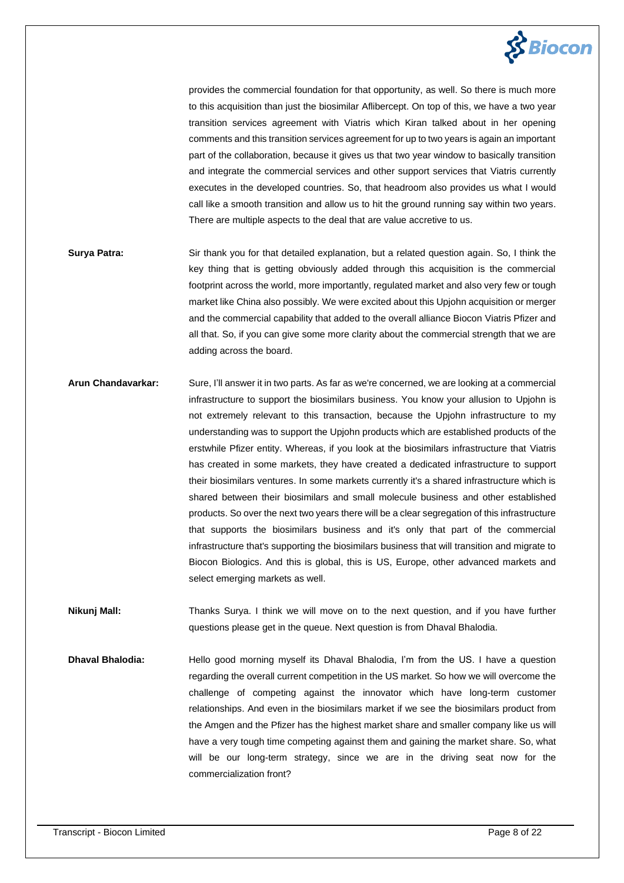provides the commercial foundation for that opportunity, as well. So there is much more to this acquisition than just the biosimilar Aflibercept. On top of this, we have a two year transition services agreement with Viatris which Kiran talked about in her opening comments and this transition services agreement for up to two years is again an important part of the collaboration, because it gives us that two year window to basically transition and integrate the commercial services and other support services that Viatris currently executes in the developed countries. So, that headroom also provides us what I would call like a smooth transition and allow us to hit the ground running say within two years. There are multiple aspects to the deal that are value accretive to us.

**Surya Patra:** Sir thank you for that detailed explanation, but a related question again. So, I think the key thing that is getting obviously added through this acquisition is the commercial footprint across the world, more importantly, regulated market and also very few or tough market like China also possibly. We were excited about this Upjohn acquisition or merger and the commercial capability that added to the overall alliance Biocon Viatris Pfizer and all that. So, if you can give some more clarity about the commercial strength that we are adding across the board.

**Arun Chandavarkar:** Sure, I'll answer it in two parts. As far as we're concerned, we are looking at a commercial infrastructure to support the biosimilars business. You know your allusion to Upjohn is not extremely relevant to this transaction, because the Upjohn infrastructure to my understanding was to support the Upjohn products which are established products of the erstwhile Pfizer entity. Whereas, if you look at the biosimilars infrastructure that Viatris has created in some markets, they have created a dedicated infrastructure to support their biosimilars ventures. In some markets currently it's a shared infrastructure which is shared between their biosimilars and small molecule business and other established products. So over the next two years there will be a clear segregation of this infrastructure that supports the biosimilars business and it's only that part of the commercial infrastructure that's supporting the biosimilars business that will transition and migrate to Biocon Biologics. And this is global, this is US, Europe, other advanced markets and select emerging markets as well.

**Nikunj Mall:** Thanks Surya. I think we will move on to the next question, and if you have further questions please get in the queue. Next question is from Dhaval Bhalodia.

**Dhaval Bhalodia:** Hello good morning myself its Dhaval Bhalodia, I'm from the US. I have a question regarding the overall current competition in the US market. So how we will overcome the challenge of competing against the innovator which have long-term customer relationships. And even in the biosimilars market if we see the biosimilars product from the Amgen and the Pfizer has the highest market share and smaller company like us will have a very tough time competing against them and gaining the market share. So, what will be our long-term strategy, since we are in the driving seat now for the commercialization front?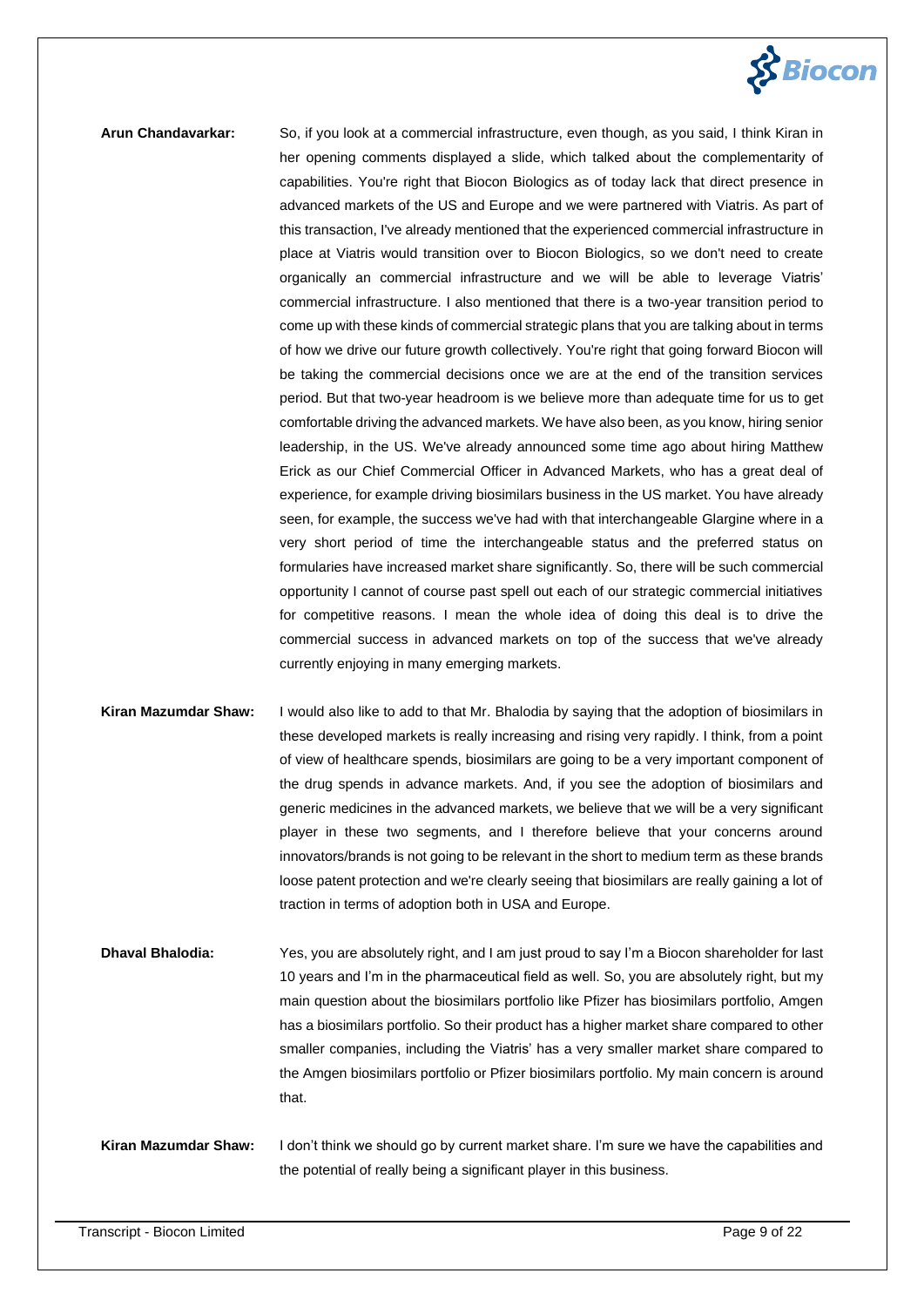**Arun Chandavarkar:** So, if you look at a commercial infrastructure, even though, as you said, I think Kiran in her opening comments displayed a slide, which talked about the complementarity of capabilities. You're right that Biocon Biologics as of today lack that direct presence in advanced markets of the US and Europe and we were partnered with Viatris. As part of this transaction, I've already mentioned that the experienced commercial infrastructure in place at Viatris would transition over to Biocon Biologics, so we don't need to create organically an commercial infrastructure and we will be able to leverage Viatris' commercial infrastructure. I also mentioned that there is a two-year transition period to come up with these kinds of commercial strategic plans that you are talking about in terms of how we drive our future growth collectively. You're right that going forward Biocon will be taking the commercial decisions once we are at the end of the transition services period. But that two-year headroom is we believe more than adequate time for us to get comfortable driving the advanced markets. We have also been, as you know, hiring senior leadership, in the US. We've already announced some time ago about hiring Matthew Erick as our Chief Commercial Officer in Advanced Markets, who has a great deal of experience, for example driving biosimilars business in the US market. You have already seen, for example, the success we've had with that interchangeable Glargine where in a very short period of time the interchangeable status and the preferred status on formularies have increased market share significantly. So, there will be such commercial opportunity I cannot of course past spell out each of our strategic commercial initiatives for competitive reasons. I mean the whole idea of doing this deal is to drive the commercial success in advanced markets on top of the success that we've already currently enjoying in many emerging markets.

**Kiran Mazumdar Shaw:** I would also like to add to that Mr. Bhalodia by saying that the adoption of biosimilars in these developed markets is really increasing and rising very rapidly. I think, from a point of view of healthcare spends, biosimilars are going to be a very important component of the drug spends in advance markets. And, if you see the adoption of biosimilars and generic medicines in the advanced markets, we believe that we will be a very significant player in these two segments, and I therefore believe that your concerns around innovators/brands is not going to be relevant in the short to medium term as these brands loose patent protection and we're clearly seeing that biosimilars are really gaining a lot of traction in terms of adoption both in USA and Europe.

**Dhaval Bhalodia:** Yes, you are absolutely right, and I am just proud to say I'm a Biocon shareholder for last 10 years and I'm in the pharmaceutical field as well. So, you are absolutely right, but my main question about the biosimilars portfolio like Pfizer has biosimilars portfolio, Amgen has a biosimilars portfolio. So their product has a higher market share compared to other smaller companies, including the Viatris' has a very smaller market share compared to the Amgen biosimilars portfolio or Pfizer biosimilars portfolio. My main concern is around that.

**Kiran Mazumdar Shaw:** I don't think we should go by current market share. I'm sure we have the capabilities and the potential of really being a significant player in this business.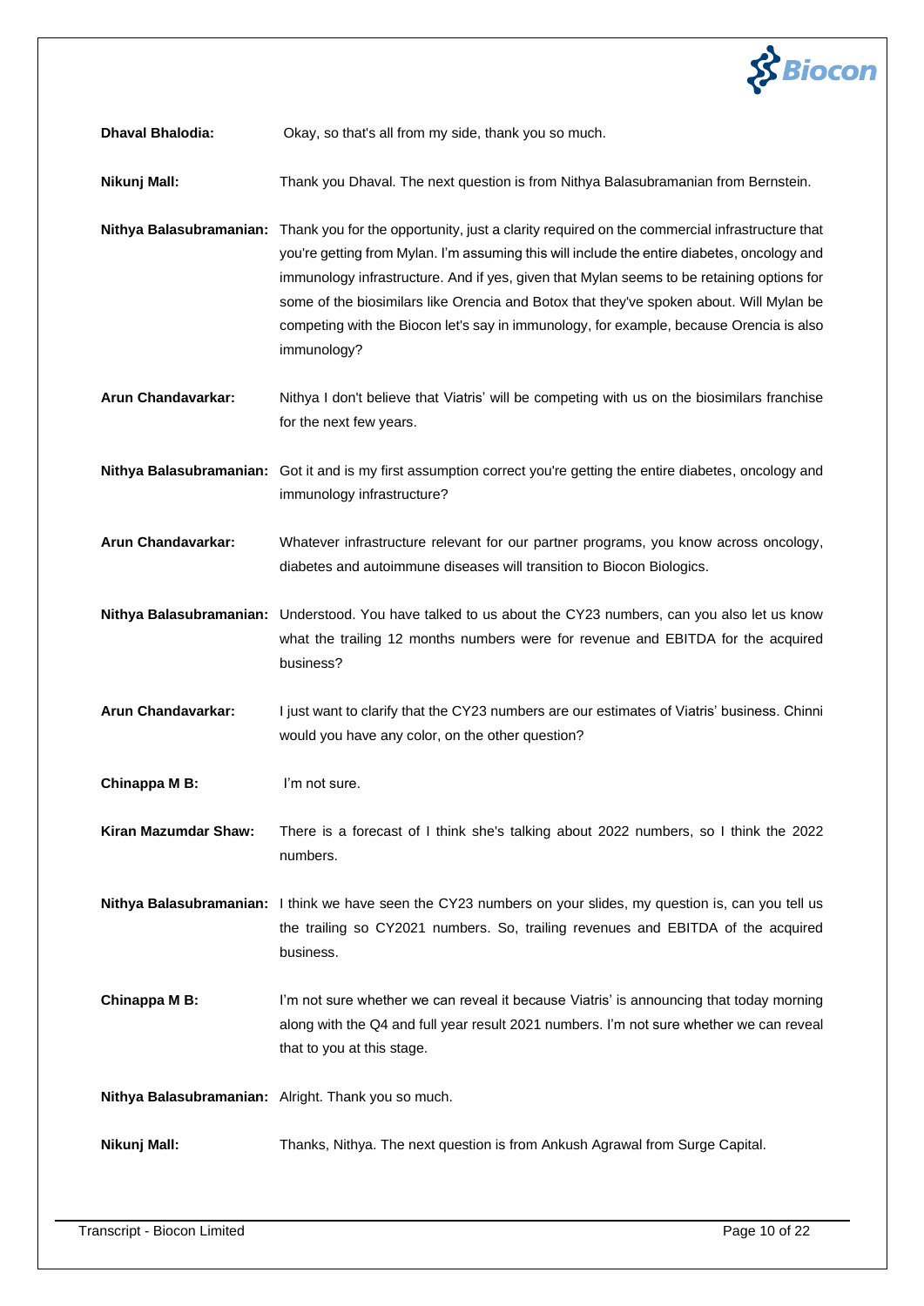**Dhaval Bhalodia:** Okay, so that's all from my side, thank you so much.

**Nikunj Mall:** Thank you Dhaval. The next question is from Nithya Balasubramanian from Bernstein.

**Nithya Balasubramanian:** Thank you for the opportunity, just a clarity required on the commercial infrastructure that you're getting from Mylan. I'm assuming this will include the entire diabetes, oncology and immunology infrastructure. And if yes, given that Mylan seems to be retaining options for some of the biosimilars like Orencia and Botox that they've spoken about. Will Mylan be competing with the Biocon let's say in immunology, for example, because Orencia is also immunology?

**Arun Chandavarkar:** Nithya I don't believe that Viatris' will be competing with us on the biosimilars franchise for the next few years.

**Nithya Balasubramanian:** Got it and is my first assumption correct you're getting the entire diabetes, oncology and immunology infrastructure?

**Arun Chandavarkar:** Whatever infrastructure relevant for our partner programs, you know across oncology, diabetes and autoimmune diseases will transition to Biocon Biologics.

**Nithya Balasubramanian:** Understood. You have talked to us about the CY23 numbers, can you also let us know what the trailing 12 months numbers were for revenue and EBITDA for the acquired business?

**Arun Chandavarkar:** I just want to clarify that the CY23 numbers are our estimates of Viatris' business. Chinni would you have any color, on the other question?

**Chinappa M B:** I'm not sure.

**Kiran Mazumdar Shaw:** There is a forecast of I think she's talking about 2022 numbers, so I think the 2022 numbers.

**Nithya Balasubramanian:** I think we have seen the CY23 numbers on your slides, my question is, can you tell us the trailing so CY2021 numbers. So, trailing revenues and EBITDA of the acquired business.

**Chinappa M B:** I'm not sure whether we can reveal it because Viatris' is announcing that today morning along with the Q4 and full year result 2021 numbers. I'm not sure whether we can reveal that to you at this stage.

**Nithya Balasubramanian:** Alright. Thank you so much.

**Nikunj Mall:** Thanks, Nithya. The next question is from Ankush Agrawal from Surge Capital.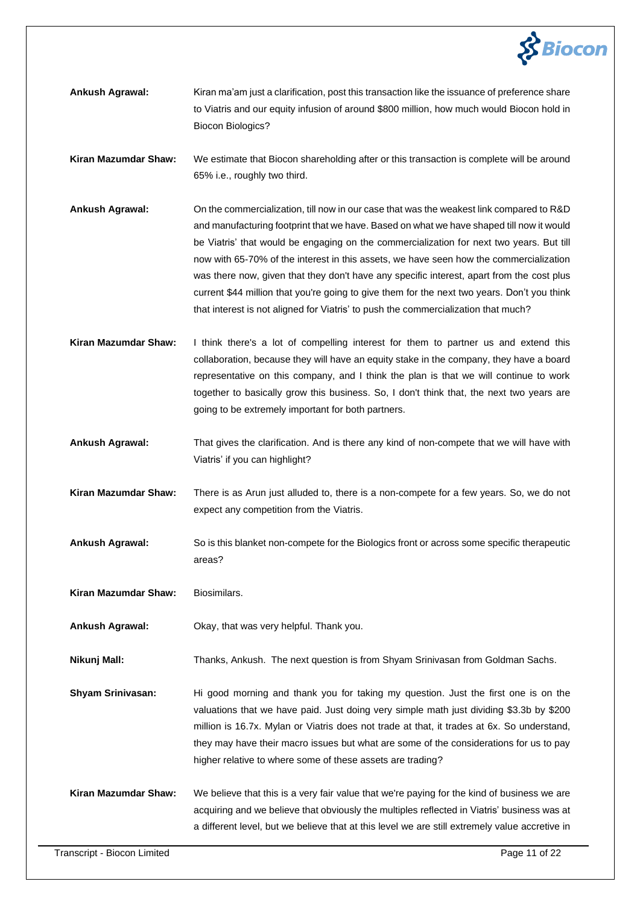**Ankush Agrawal:** Kiran ma'am just a clarification, post this transaction like the issuance of preference share to Viatris and our equity infusion of around $800 million, how much would Biocon hold in Biocon Biologics?

**Kiran Mazumdar Shaw:** We estimate that Biocon shareholding after or this transaction is complete will be around 65% i.e., roughly two third.

**Ankush Agrawal:** On the commercialization, till now in our case that was the weakest link compared to R&D and manufacturing footprint that we have. Based on what we have shaped till now it would be Viatris' that would be engaging on the commercialization for next two years. But till now with 65-70% of the interest in this assets, we have seen how the commercialization was there now, given that they don't have any specific interest, apart from the cost plus current $44 million that you're going to give them for the next two years. Don't you think that interest is not aligned for Viatris' to push the commercialization that much?

**Kiran Mazumdar Shaw:** I think there's a lot of compelling interest for them to partner us and extend this collaboration, because they will have an equity stake in the company, they have a board representative on this company, and I think the plan is that we will continue to work together to basically grow this business. So, I don't think that, the next two years are going to be extremely important for both partners.

**Ankush Agrawal:** That gives the clarification. And is there any kind of non-compete that we will have with Viatris' if you can highlight?

**Kiran Mazumdar Shaw:** There is as Arun just alluded to, there is a non-compete for a few years. So, we do not expect any competition from the Viatris.

**Ankush Agrawal:** So is this blanket non-compete for the Biologics front or across some specific therapeutic areas?

**Kiran Mazumdar Shaw:** Biosimilars.

**Ankush Agrawal:** Okay, that was very helpful. Thank you.

**Nikunj Mall:** Thanks, Ankush. The next question is from Shyam Srinivasan from Goldman Sachs.

**Shyam Srinivasan:** Hi good morning and thank you for taking my question. Just the first one is on the valuations that we have paid. Just doing very simple math just dividing $3.3b by $200 million is 16.7x. Mylan or Viatris does not trade at that, it trades at 6x. So understand, they may have their macro issues but what are some of the considerations for us to pay higher relative to where some of these assets are trading?

**Kiran Mazumdar Shaw:** We believe that this is a very fair value that we're paying for the kind of business we are acquiring and we believe that obviously the multiples reflected in Viatris' business was at a different level, but we believe that at this level we are still extremely value accretive in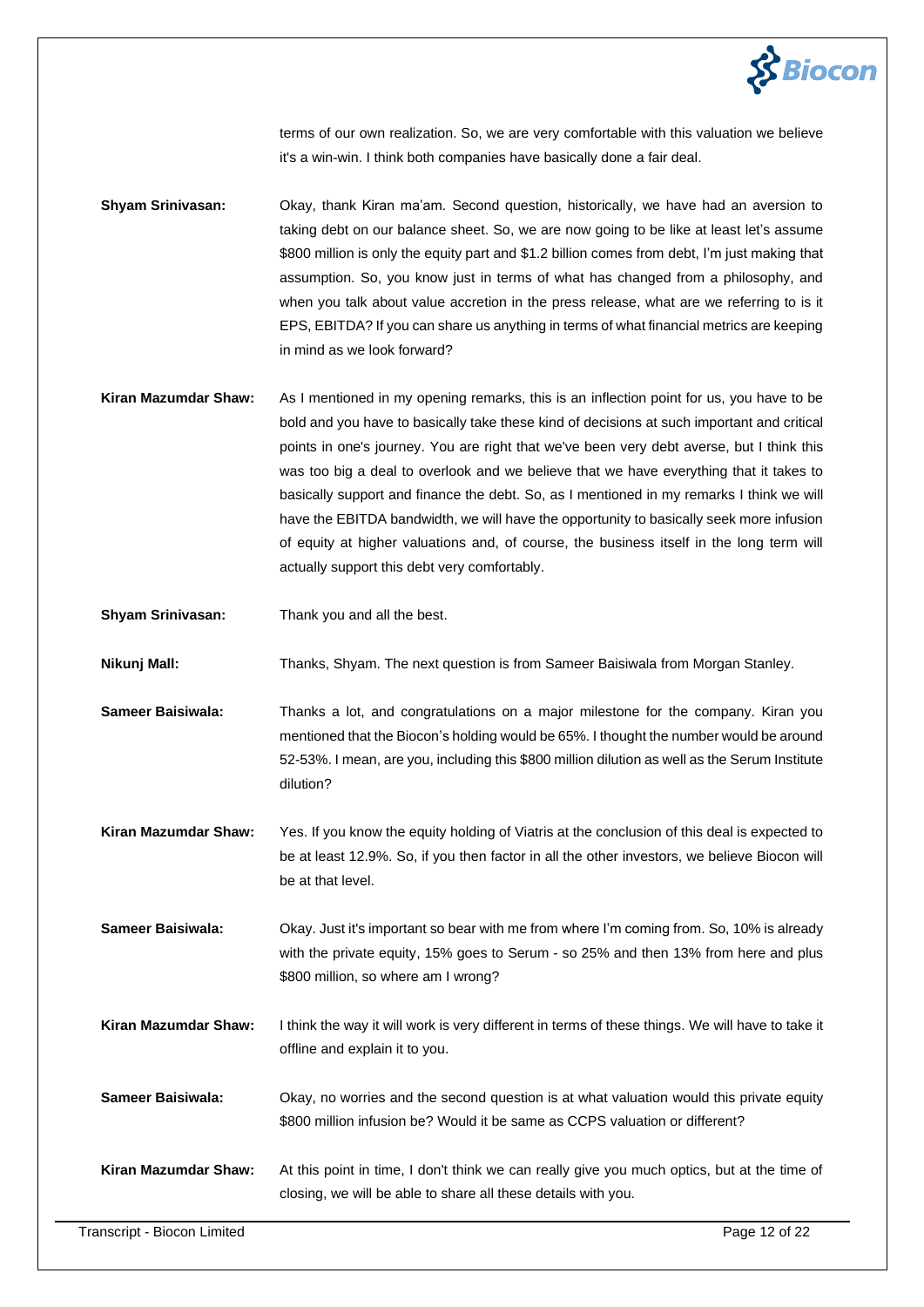terms of our own realization. So, we are very comfortable with this valuation we believe it's a win-win. I think both companies have basically done a fair deal.

**Shyam Srinivasan:** Okay, thank Kiran ma'am. Second question, historically, we have had an aversion to taking debt on our balance sheet. So, we are now going to be like at least let's assume $800 million is only the equity part and $1.2 billion comes from debt, I'm just making that assumption. So, you know just in terms of what has changed from a philosophy, and when you talk about value accretion in the press release, what are we referring to is it EPS, EBITDA? If you can share us anything in terms of what financial metrics are keeping in mind as we look forward?

**Kiran Mazumdar Shaw:** As I mentioned in my opening remarks, this is an inflection point for us, you have to be bold and you have to basically take these kind of decisions at such important and critical points in one's journey. You are right that we've been very debt averse, but I think this was too big a deal to overlook and we believe that we have everything that it takes to basically support and finance the debt. So, as I mentioned in my remarks I think we will have the EBITDA bandwidth, we will have the opportunity to basically seek more infusion of equity at higher valuations and, of course, the business itself in the long term will actually support this debt very comfortably.

**Shyam Srinivasan:** Thank you and all the best.

**Nikunj Mall:** Thanks, Shyam. The next question is from Sameer Baisiwala from Morgan Stanley.

**Sameer Baisiwala:** Thanks a lot, and congratulations on a major milestone for the company. Kiran you mentioned that the Biocon's holding would be 65%. I thought the number would be around 52-53%. I mean, are you, including this $800 million dilution as well as the Serum Institute dilution?

**Kiran Mazumdar Shaw:** Yes. If you know the equity holding of Viatris at the conclusion of this deal is expected to be at least 12.9%. So, if you then factor in all the other investors, we believe Biocon will be at that level.

**Sameer Baisiwala:** Okay. Just it's important so bear with me from where I'm coming from. So, 10% is already with the private equity, 15% goes to Serum - so 25% and then 13% from here and plus $800 million, so where am I wrong?

**Kiran Mazumdar Shaw:** I think the way it will work is very different in terms of these things. We will have to take it offline and explain it to you.

**Sameer Baisiwala:** Okay, no worries and the second question is at what valuation would this private equity $800 million infusion be? Would it be same as CCPS valuation or different?

**Kiran Mazumdar Shaw:** At this point in time, I don't think we can really give you much optics, but at the time of closing, we will be able to share all these details with you.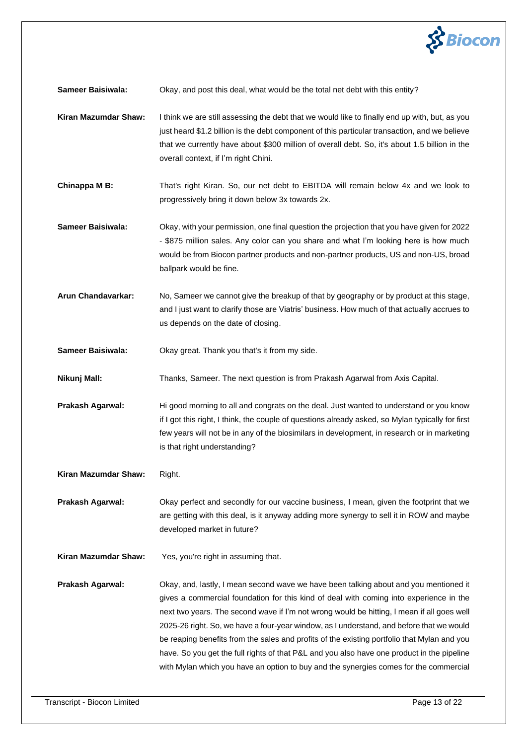**Sameer Baisiwala:** Okay, and post this deal, what would be the total net debt with this entity?

**Kiran Mazumdar Shaw:** I think we are still assessing the debt that we would like to finally end up with, but, as you just heard $1.2 billion is the debt component of this particular transaction, and we believe that we currently have about $300 million of overall debt. So, it's about 1.5 billion in the overall context, if I'm right Chini.

**Chinappa M B:** That's right Kiran. So, our net debt to EBITDA will remain below 4x and we look to progressively bring it down below 3x towards 2x.

**Sameer Baisiwala:** Okay, with your permission, one final question the projection that you have given for 2022 - $875 million sales. Any color can you share and what I'm looking here is how much would be from Biocon partner products and non-partner products, US and non-US, broad ballpark would be fine.

**Arun Chandavarkar:** No, Sameer we cannot give the breakup of that by geography or by product at this stage, and I just want to clarify those are Viatris' business. How much of that actually accrues to us depends on the date of closing.

**Sameer Baisiwala:** Okay great. Thank you that's it from my side.

**Nikunj Mall:** Thanks, Sameer. The next question is from Prakash Agarwal from Axis Capital.

**Prakash Agarwal:** Hi good morning to all and congrats on the deal. Just wanted to understand or you know if I got this right, I think, the couple of questions already asked, so Mylan typically for first few years will not be in any of the biosimilars in development, in research or in marketing is that right understanding?

**Kiran Mazumdar Shaw:** Right.

**Prakash Agarwal:** Okay perfect and secondly for our vaccine business, I mean, given the footprint that we are getting with this deal, is it anyway adding more synergy to sell it in ROW and maybe developed market in future?

**Kiran Mazumdar Shaw:** Yes, you're right in assuming that.

**Prakash Agarwal:** Okay, and, lastly, I mean second wave we have been talking about and you mentioned it gives a commercial foundation for this kind of deal with coming into experience in the next two years. The second wave if I'm not wrong would be hitting, I mean if all goes well 2025-26 right. So, we have a four-year window, as I understand, and before that we would be reaping benefits from the sales and profits of the existing portfolio that Mylan and you have. So you get the full rights of that P&L and you also have one product in the pipeline with Mylan which you have an option to buy and the synergies comes for the commercial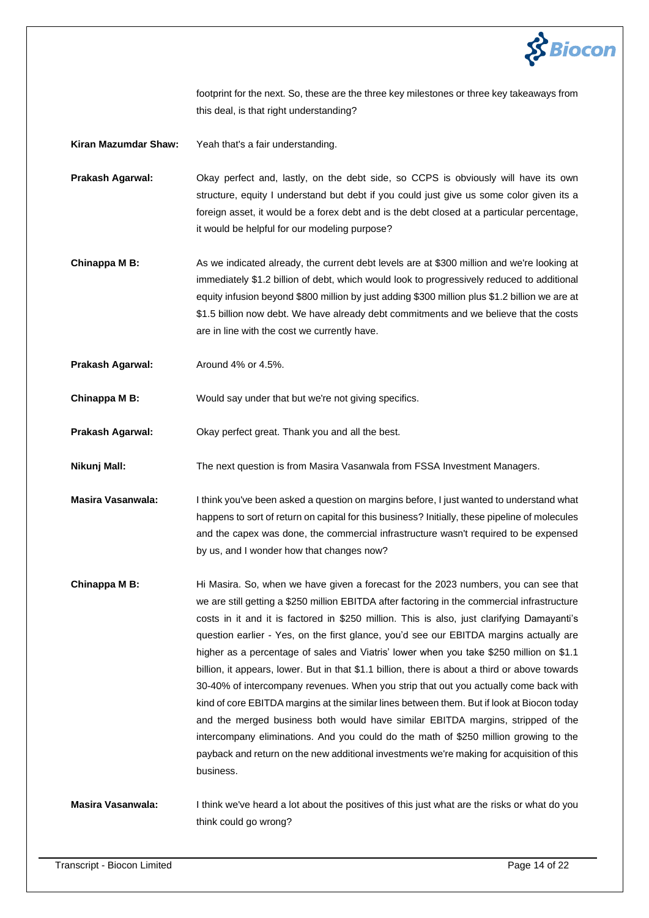footprint for the next. So, these are the three key milestones or three key takeaways from this deal, is that right understanding?

**Kiran Mazumdar Shaw:** Yeah that's a fair understanding.

**Prakash Agarwal:** Okay perfect and, lastly, on the debt side, so CCPS is obviously will have its own structure, equity I understand but debt if you could just give us some color given its a foreign asset, it would be a forex debt and is the debt closed at a particular percentage, it would be helpful for our modeling purpose?

**Chinappa M B:** As we indicated already, the current debt levels are at $300 million and we're looking at immediately $1.2 billion of debt, which would look to progressively reduced to additional equity infusion beyond $800 million by just adding $300 million plus $1.2 billion we are at $1.5 billion now debt. We have already debt commitments and we believe that the costs are in line with the cost we currently have.

**Prakash Agarwal:** Around 4% or 4.5%.

**Chinappa M B:** Would say under that but we're not giving specifics.

**Prakash Agarwal:** Okay perfect great. Thank you and all the best.

**Nikunj Mall:** The next question is from Masira Vasanwala from FSSA Investment Managers.

**Masira Vasanwala:** I think you've been asked a question on margins before, I just wanted to understand what happens to sort of return on capital for this business? Initially, these pipeline of molecules and the capex was done, the commercial infrastructure wasn't required to be expensed by us, and I wonder how that changes now?

**Chinappa M B:** Hi Masira. So, when we have given a forecast for the 2023 numbers, you can see that we are still getting a $250 million EBITDA after factoring in the commercial infrastructure costs in it and it is factored in $250 million. This is also, just clarifying Damayanti's question earlier - Yes, on the first glance, you'd see our EBITDA margins actually are higher as a percentage of sales and Viatris' lower when you take $250 million on $1.1 billion, it appears, lower. But in that $1.1 billion, there is about a third or above towards 30-40% of intercompany revenues. When you strip that out you actually come back with kind of core EBITDA margins at the similar lines between them. But if look at Biocon today and the merged business both would have similar EBITDA margins, stripped of the intercompany eliminations. And you could do the math of $250 million growing to the payback and return on the new additional investments we're making for acquisition of this business.

**Masira Vasanwala:** I think we've heard a lot about the positives of this just what are the risks or what do you think could go wrong?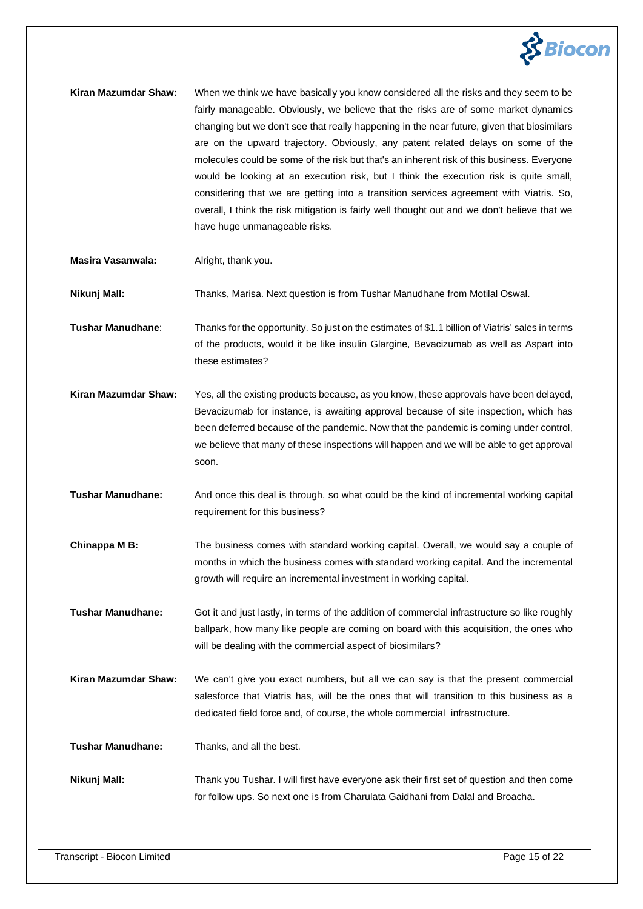**Kiran Mazumdar Shaw:** When we think we have basically you know considered all the risks and they seem to be fairly manageable. Obviously, we believe that the risks are of some market dynamics changing but we don't see that really happening in the near future, given that biosimilars are on the upward trajectory. Obviously, any patent related delays on some of the molecules could be some of the risk but that's an inherent risk of this business. Everyone would be looking at an execution risk, but I think the execution risk is quite small, considering that we are getting into a transition services agreement with Viatris. So, overall, I think the risk mitigation is fairly well thought out and we don't believe that we have huge unmanageable risks.

**Masira Vasanwala:** Alright, thank you.

**Nikunj Mall:** Thanks, Marisa. Next question is from Tushar Manudhane from Motilal Oswal.

**Tushar Manudhane**: Thanks for the opportunity. So just on the estimates of $1.1 billion of Viatris' sales in terms of the products, would it be like insulin Glargine, Bevacizumab as well as Aspart into these estimates?

**Kiran Mazumdar Shaw:** Yes, all the existing products because, as you know, these approvals have been delayed, Bevacizumab for instance, is awaiting approval because of site inspection, which has been deferred because of the pandemic. Now that the pandemic is coming under control, we believe that many of these inspections will happen and we will be able to get approval soon.

**Tushar Manudhane:** And once this deal is through, so what could be the kind of incremental working capital requirement for this business?

**Chinappa M B:** The business comes with standard working capital. Overall, we would say a couple of months in which the business comes with standard working capital. And the incremental growth will require an incremental investment in working capital.

**Tushar Manudhane:** Got it and just lastly, in terms of the addition of commercial infrastructure so like roughly ballpark, how many like people are coming on board with this acquisition, the ones who will be dealing with the commercial aspect of biosimilars?

**Kiran Mazumdar Shaw:** We can't give you exact numbers, but all we can say is that the present commercial salesforce that Viatris has, will be the ones that will transition to this business as a dedicated field force and, of course, the whole commercial infrastructure.

**Tushar Manudhane:** Thanks, and all the best.

**Nikunj Mall:** Thank you Tushar. I will first have everyone ask their first set of question and then come for follow ups. So next one is from Charulata Gaidhani from Dalal and Broacha.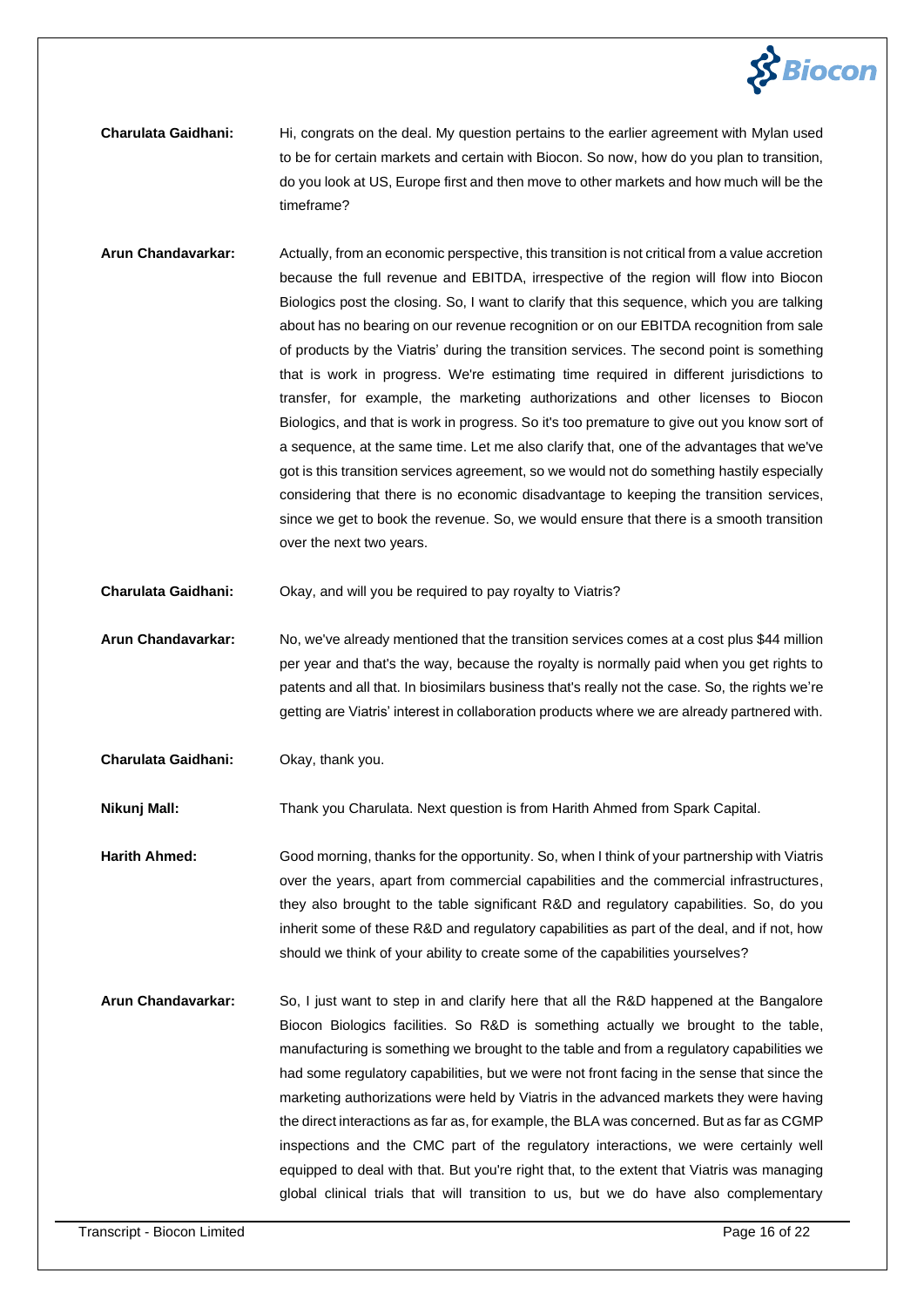**Charulata Gaidhani:** Hi, congrats on the deal. My question pertains to the earlier agreement with Mylan used to be for certain markets and certain with Biocon. So now, how do you plan to transition, do you look at US, Europe first and then move to other markets and how much will be the timeframe?

**Arun Chandavarkar:** Actually, from an economic perspective, this transition is not critical from a value accretion because the full revenue and EBITDA, irrespective of the region will flow into Biocon Biologics post the closing. So, I want to clarify that this sequence, which you are talking about has no bearing on our revenue recognition or on our EBITDA recognition from sale of products by the Viatris' during the transition services. The second point is something that is work in progress. We're estimating time required in different jurisdictions to transfer, for example, the marketing authorizations and other licenses to Biocon Biologics, and that is work in progress. So it's too premature to give out you know sort of a sequence, at the same time. Let me also clarify that, one of the advantages that we've got is this transition services agreement, so we would not do something hastily especially considering that there is no economic disadvantage to keeping the transition services, since we get to book the revenue. So, we would ensure that there is a smooth transition over the next two years.

**Charulata Gaidhani:** Okay, and will you be required to pay royalty to Viatris?

**Arun Chandavarkar:** No, we've already mentioned that the transition services comes at a cost plus $44 million per year and that's the way, because the royalty is normally paid when you get rights to patents and all that. In biosimilars business that's really not the case. So, the rights we're getting are Viatris' interest in collaboration products where we are already partnered with.

**Charulata Gaidhani:** Okay, thank you.

**Nikunj Mall:** Thank you Charulata. Next question is from Harith Ahmed from Spark Capital.

**Harith Ahmed:** Good morning, thanks for the opportunity. So, when I think of your partnership with Viatris over the years, apart from commercial capabilities and the commercial infrastructures, they also brought to the table significant R&D and regulatory capabilities. So, do you inherit some of these R&D and regulatory capabilities as part of the deal, and if not, how should we think of your ability to create some of the capabilities yourselves?

**Arun Chandavarkar:** So, I just want to step in and clarify here that all the R&D happened at the Bangalore Biocon Biologics facilities. So R&D is something actually we brought to the table, manufacturing is something we brought to the table and from a regulatory capabilities we had some regulatory capabilities, but we were not front facing in the sense that since the marketing authorizations were held by Viatris in the advanced markets they were having the direct interactions as far as, for example, the BLA was concerned. But as far as CGMP inspections and the CMC part of the regulatory interactions, we were certainly well equipped to deal with that. But you're right that, to the extent that Viatris was managing global clinical trials that will transition to us, but we do have also complementary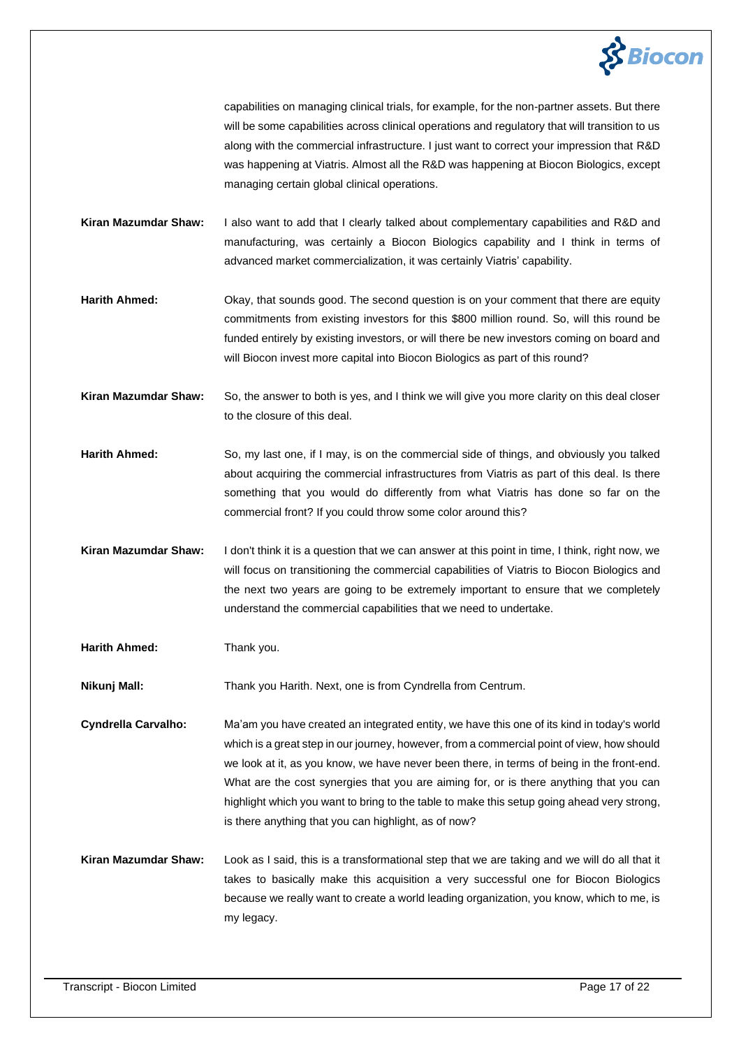capabilities on managing clinical trials, for example, for the non-partner assets. But there will be some capabilities across clinical operations and regulatory that will transition to us along with the commercial infrastructure. I just want to correct your impression that R&D was happening at Viatris. Almost all the R&D was happening at Biocon Biologics, except managing certain global clinical operations.

**Kiran Mazumdar Shaw:** I also want to add that I clearly talked about complementary capabilities and R&D and manufacturing, was certainly a Biocon Biologics capability and I think in terms of advanced market commercialization, it was certainly Viatris' capability.

**Harith Ahmed:** Okay, that sounds good. The second question is on your comment that there are equity commitments from existing investors for this $800 million round. So, will this round be funded entirely by existing investors, or will there be new investors coming on board and will Biocon invest more capital into Biocon Biologics as part of this round?

**Kiran Mazumdar Shaw:** So, the answer to both is yes, and I think we will give you more clarity on this deal closer to the closure of this deal.

**Harith Ahmed:** So, my last one, if I may, is on the commercial side of things, and obviously you talked about acquiring the commercial infrastructures from Viatris as part of this deal. Is there something that you would do differently from what Viatris has done so far on the commercial front? If you could throw some color around this?

**Kiran Mazumdar Shaw:** I don't think it is a question that we can answer at this point in time, I think, right now, we will focus on transitioning the commercial capabilities of Viatris to Biocon Biologics and the next two years are going to be extremely important to ensure that we completely understand the commercial capabilities that we need to undertake.

**Harith Ahmed:** Thank you.

**Nikunj Mall:** Thank you Harith. Next, one is from Cyndrella from Centrum.

**Cyndrella Carvalho:** Ma'am you have created an integrated entity, we have this one of its kind in today's world which is a great step in our journey, however, from a commercial point of view, how should we look at it, as you know, we have never been there, in terms of being in the front-end. What are the cost synergies that you are aiming for, or is there anything that you can highlight which you want to bring to the table to make this setup going ahead very strong, is there anything that you can highlight, as of now?

**Kiran Mazumdar Shaw:** Look as I said, this is a transformational step that we are taking and we will do all that it takes to basically make this acquisition a very successful one for Biocon Biologics because we really want to create a world leading organization, you know, which to me, is my legacy.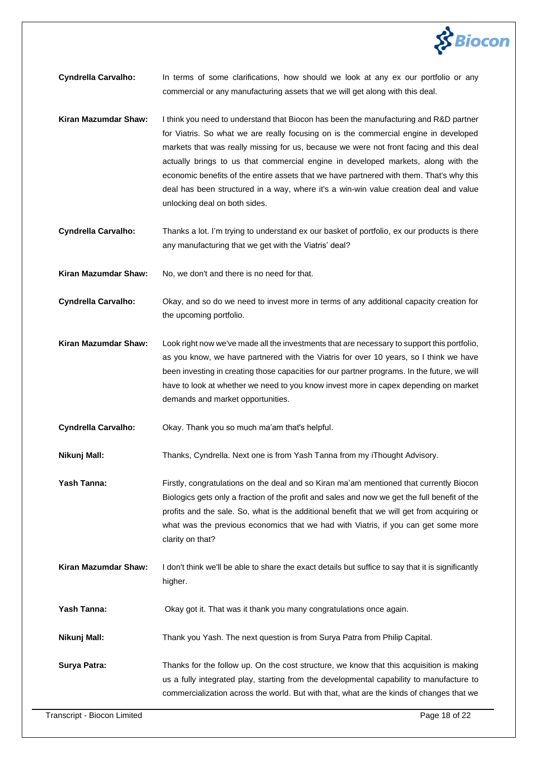**Cyndrella Carvalho:** In terms of some clarifications, how should we look at any ex our portfolio or any commercial or any manufacturing assets that we will get along with this deal.

**Kiran Mazumdar Shaw:** I think you need to understand that Biocon has been the manufacturing and R&D partner for Viatris. So what we are really focusing on is the commercial engine in developed markets that was really missing for us, because we were not front facing and this deal actually brings to us that commercial engine in developed markets, along with the economic benefits of the entire assets that we have partnered with them. That's why this deal has been structured in a way, where it's a win-win value creation deal and value unlocking deal on both sides.

**Cyndrella Carvalho:** Thanks a lot. I'm trying to understand ex our basket of portfolio, ex our products is there any manufacturing that we get with the Viatris' deal?

**Kiran Mazumdar Shaw:** No, we don't and there is no need for that.

**Cyndrella Carvalho:** Okay, and so do we need to invest more in terms of any additional capacity creation for the upcoming portfolio.

**Kiran Mazumdar Shaw:** Look right now we've made all the investments that are necessary to support this portfolio, as you know, we have partnered with the Viatris for over 10 years, so I think we have been investing in creating those capacities for our partner programs. In the future, we will have to look at whether we need to you know invest more in capex depending on market demands and market opportunities.

**Cyndrella Carvalho:** Okay. Thank you so much ma'am that's helpful.

**Nikunj Mall:** Thanks, Cyndrella. Next one is from Yash Tanna from my iThought Advisory.

**Yash Tanna:** Firstly, congratulations on the deal and so Kiran ma'am mentioned that currently Biocon Biologics gets only a fraction of the profit and sales and now we get the full benefit of the profits and the sale. So, what is the additional benefit that we will get from acquiring or what was the previous economics that we had with Viatris, if you can get some more clarity on that?

**Kiran Mazumdar Shaw:** I don't think we'll be able to share the exact details but suffice to say that it is significantly higher.

**Yash Tanna:** Okay got it. That was it thank you many congratulations once again.

**Nikunj Mall:** Thank you Yash. The next question is from Surya Patra from Philip Capital.

**Surya Patra:** Thanks for the follow up. On the cost structure, we know that this acquisition is making us a fully integrated play, starting from the developmental capability to manufacture to commercialization across the world. But with that, what are the kinds of changes that we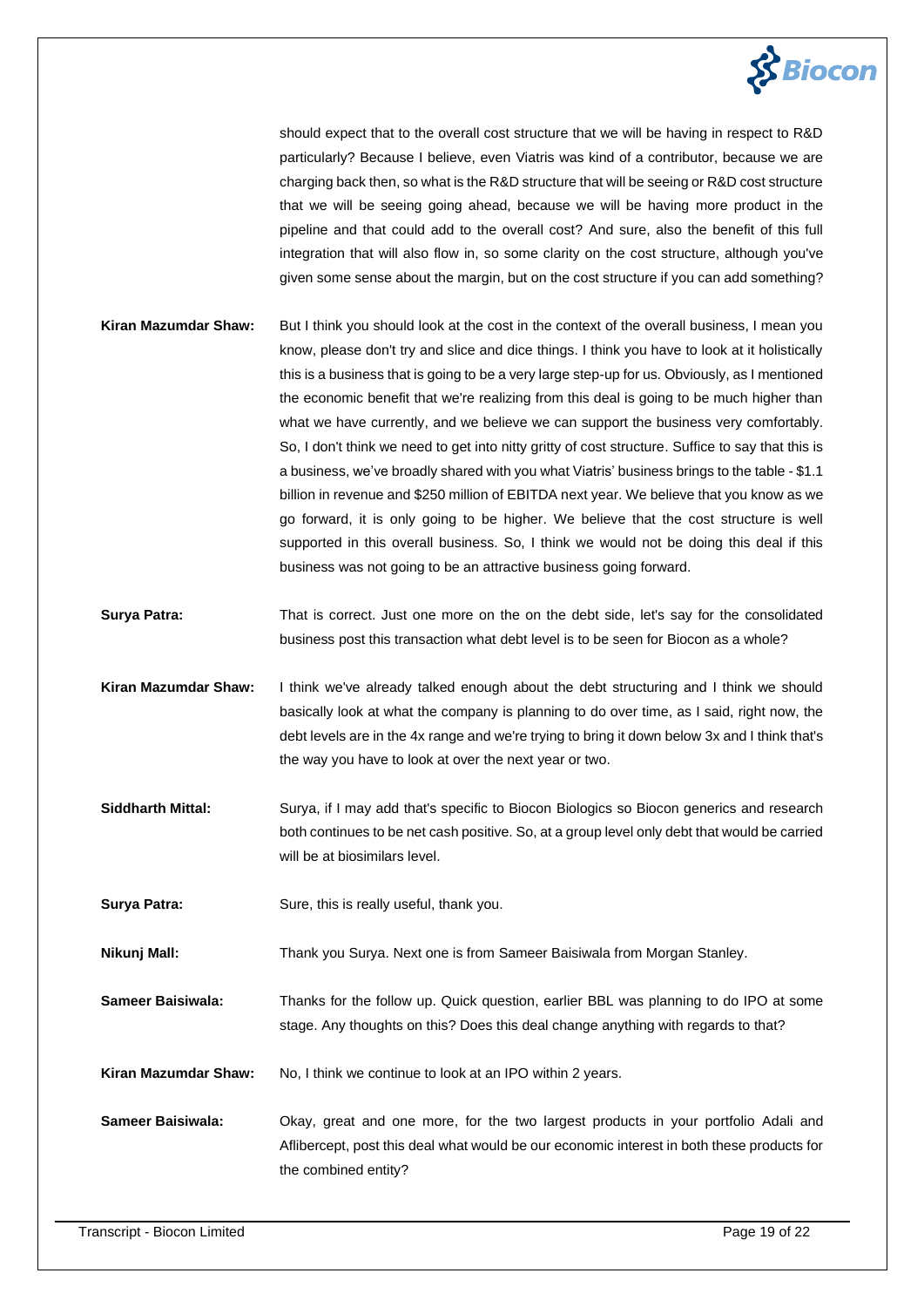should expect that to the overall cost structure that we will be having in respect to R&D particularly? Because I believe, even Viatris was kind of a contributor, because we are charging back then, so what is the R&D structure that will be seeing or R&D cost structure that we will be seeing going ahead, because we will be having more product in the pipeline and that could add to the overall cost? And sure, also the benefit of this full integration that will also flow in, so some clarity on the cost structure, although you've given some sense about the margin, but on the cost structure if you can add something?

**Kiran Mazumdar Shaw:** But I think you should look at the cost in the context of the overall business, I mean you know, please don't try and slice and dice things. I think you have to look at it holistically this is a business that is going to be a very large step-up for us. Obviously, as I mentioned the economic benefit that we're realizing from this deal is going to be much higher than what we have currently, and we believe we can support the business very comfortably. So, I don't think we need to get into nitty gritty of cost structure. Suffice to say that this is a business, we've broadly shared with you what Viatris' business brings to the table - $1.1 billion in revenue and $250 million of EBITDA next year. We believe that you know as we go forward, it is only going to be higher. We believe that the cost structure is well supported in this overall business. So, I think we would not be doing this deal if this business was not going to be an attractive business going forward.

**Surya Patra:** That is correct. Just one more on the on the debt side, let's say for the consolidated business post this transaction what debt level is to be seen for Biocon as a whole?

**Kiran Mazumdar Shaw:** I think we've already talked enough about the debt structuring and I think we should basically look at what the company is planning to do over time, as I said, right now, the debt levels are in the 4x range and we're trying to bring it down below 3x and I think that's the way you have to look at over the next year or two.

**Siddharth Mittal:** Surya, if I may add that's specific to Biocon Biologics so Biocon generics and research both continues to be net cash positive. So, at a group level only debt that would be carried will be at biosimilars level.

**Surya Patra:** Sure, this is really useful, thank you.

**Nikunj Mall:** Thank you Surya. Next one is from Sameer Baisiwala from Morgan Stanley.

**Sameer Baisiwala:** Thanks for the follow up. Quick question, earlier BBL was planning to do IPO at some stage. Any thoughts on this? Does this deal change anything with regards to that?

**Kiran Mazumdar Shaw:** No, I think we continue to look at an IPO within 2 years.

**Sameer Baisiwala:** Okay, great and one more, for the two largest products in your portfolio Adali and Aflibercept, post this deal what would be our economic interest in both these products for the combined entity?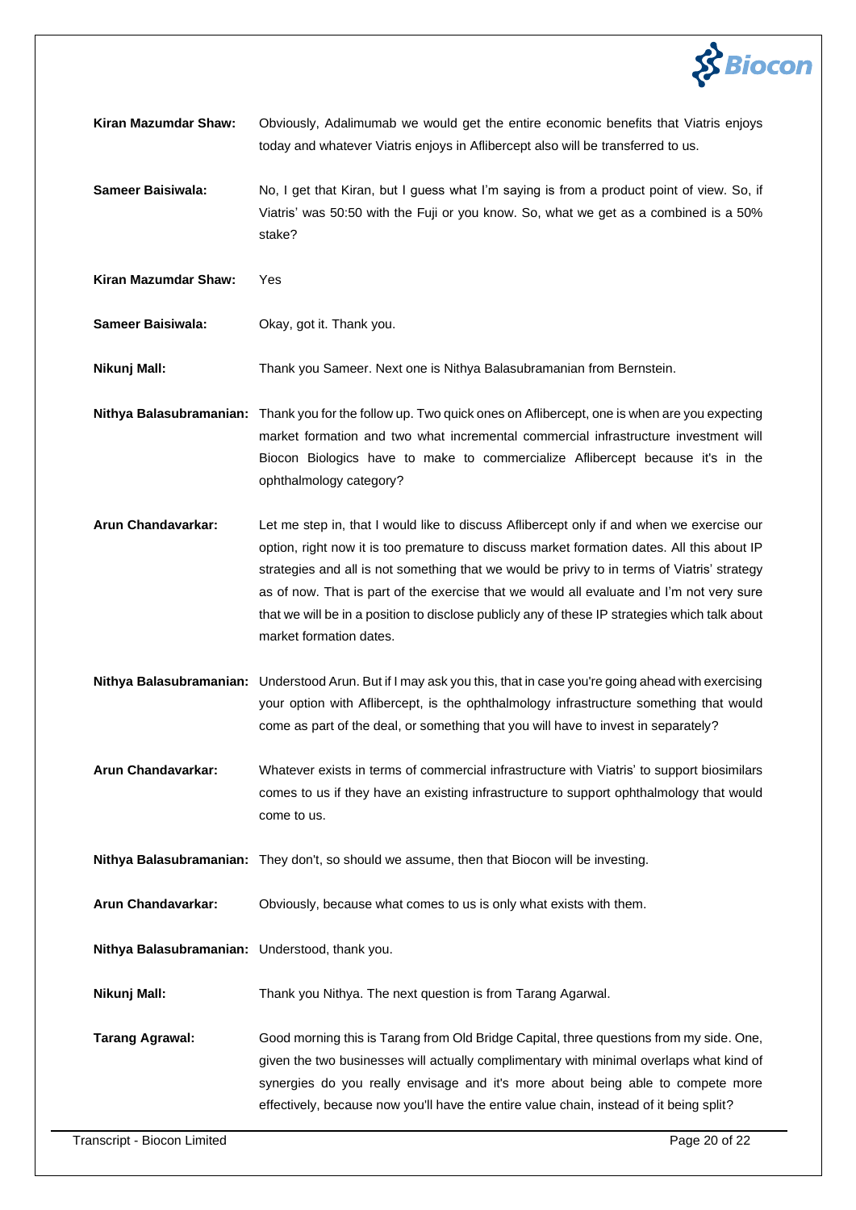**Kiran Mazumdar Shaw:** Obviously, Adalimumab we would get the entire economic benefits that Viatris enjoys today and whatever Viatris enjoys in Aflibercept also will be transferred to us.

**Sameer Baisiwala:** No, I get that Kiran, but I guess what I'm saying is from a product point of view. So, if Viatris' was 50:50 with the Fuji or you know. So, what we get as a combined is a 50% stake?

**Kiran Mazumdar Shaw:** Yes

**Sameer Baisiwala:** Okay, got it. Thank you.

**Nikunj Mall:** Thank you Sameer. Next one is Nithya Balasubramanian from Bernstein.

**Nithya Balasubramanian:** Thank you for the follow up. Two quick ones on Aflibercept, one is when are you expecting market formation and two what incremental commercial infrastructure investment will Biocon Biologics have to make to commercialize Aflibercept because it's in the ophthalmology category?

**Arun Chandavarkar:** Let me step in, that I would like to discuss Aflibercept only if and when we exercise our option, right now it is too premature to discuss market formation dates. All this about IP strategies and all is not something that we would be privy to in terms of Viatris' strategy as of now. That is part of the exercise that we would all evaluate and I'm not very sure that we will be in a position to disclose publicly any of these IP strategies which talk about market formation dates.

**Nithya Balasubramanian:** Understood Arun. But if I may ask you this, that in case you're going ahead with exercising your option with Aflibercept, is the ophthalmology infrastructure something that would come as part of the deal, or something that you will have to invest in separately?

**Arun Chandavarkar:** Whatever exists in terms of commercial infrastructure with Viatris' to support biosimilars comes to us if they have an existing infrastructure to support ophthalmology that would come to us.

**Nithya Balasubramanian:** They don't, so should we assume, then that Biocon will be investing.

**Arun Chandavarkar:** Obviously, because what comes to us is only what exists with them.

**Nithya Balasubramanian:** Understood, thank you.

**Nikunj Mall:** Thank you Nithya. The next question is from Tarang Agarwal.

**Tarang Agrawal:** Good morning this is Tarang from Old Bridge Capital, three questions from my side. One, given the two businesses will actually complimentary with minimal overlaps what kind of synergies do you really envisage and it's more about being able to compete more effectively, because now you'll have the entire value chain, instead of it being split?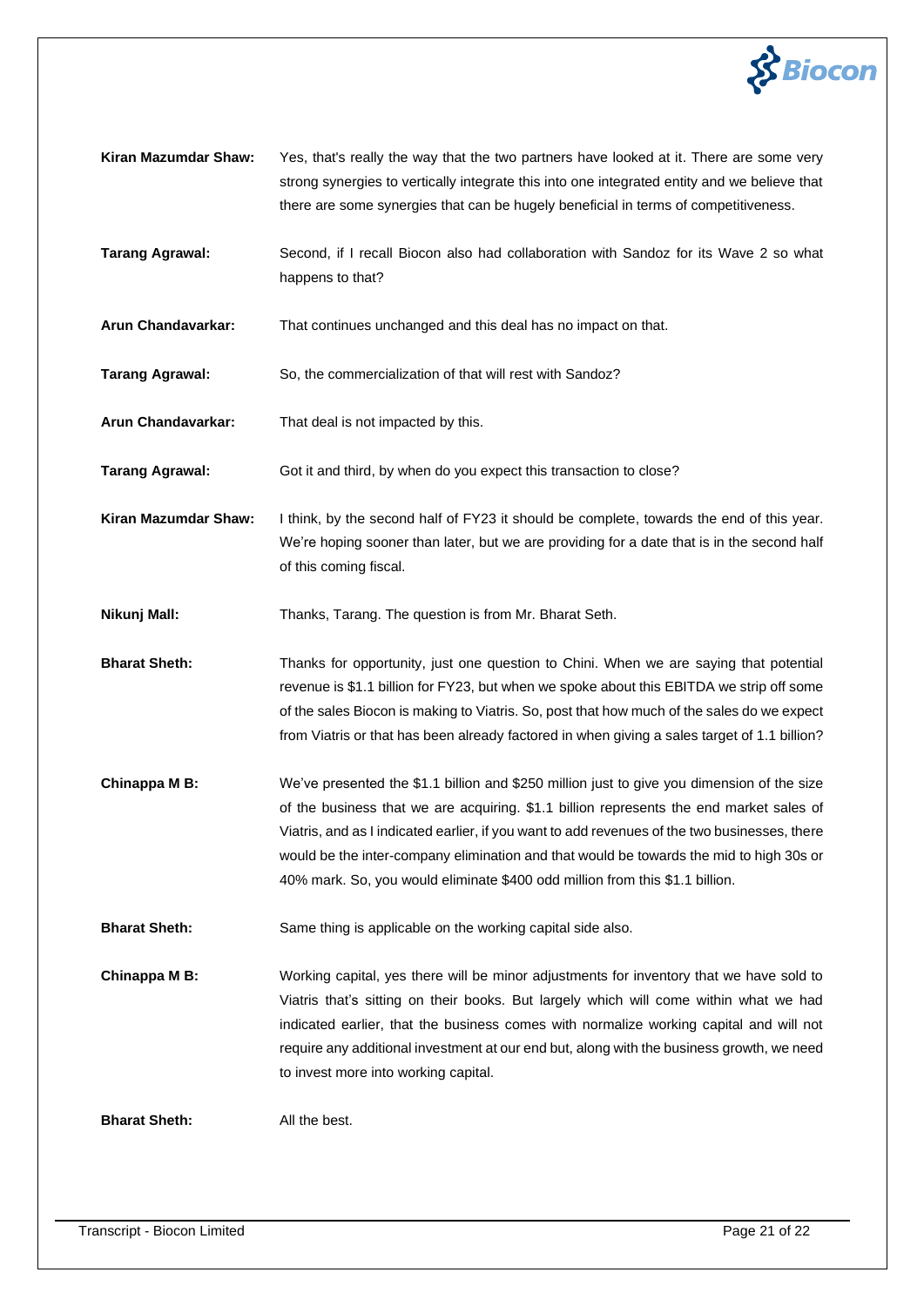**Kiran Mazumdar Shaw:** Yes, that's really the way that the two partners have looked at it. There are some very strong synergies to vertically integrate this into one integrated entity and we believe that there are some synergies that can be hugely beneficial in terms of competitiveness.

**Tarang Agrawal:** Second, if I recall Biocon also had collaboration with Sandoz for its Wave 2 so what happens to that?

**Arun Chandavarkar:** That continues unchanged and this deal has no impact on that.

**Tarang Agrawal:** So, the commercialization of that will rest with Sandoz?

**Arun Chandavarkar:** That deal is not impacted by this.

**Tarang Agrawal:** Got it and third, by when do you expect this transaction to close?

**Kiran Mazumdar Shaw:** I think, by the second half of FY23 it should be complete, towards the end of this year. We're hoping sooner than later, but we are providing for a date that is in the second half of this coming fiscal.

**Nikunj Mall:** Thanks, Tarang. The question is from Mr. Bharat Seth.

**Bharat Sheth:** Thanks for opportunity, just one question to Chini. When we are saying that potential revenue is $1.1 billion for FY23, but when we spoke about this EBITDA we strip off some of the sales Biocon is making to Viatris. So, post that how much of the sales do we expect from Viatris or that has been already factored in when giving a sales target of 1.1 billion?

**Chinappa M B:** We've presented the $1.1 billion and $250 million just to give you dimension of the size of the business that we are acquiring. $1.1 billion represents the end market sales of Viatris, and as I indicated earlier, if you want to add revenues of the two businesses, there would be the inter-company elimination and that would be towards the mid to high 30s or 40% mark. So, you would eliminate $400 odd million from this $1.1 billion.

**Bharat Sheth:** Same thing is applicable on the working capital side also.

**Chinappa M B:** Working capital, yes there will be minor adjustments for inventory that we have sold to Viatris that's sitting on their books. But largely which will come within what we had indicated earlier, that the business comes with normalize working capital and will not require any additional investment at our end but, along with the business growth, we need to invest more into working capital.

**Bharat Sheth:** All the best.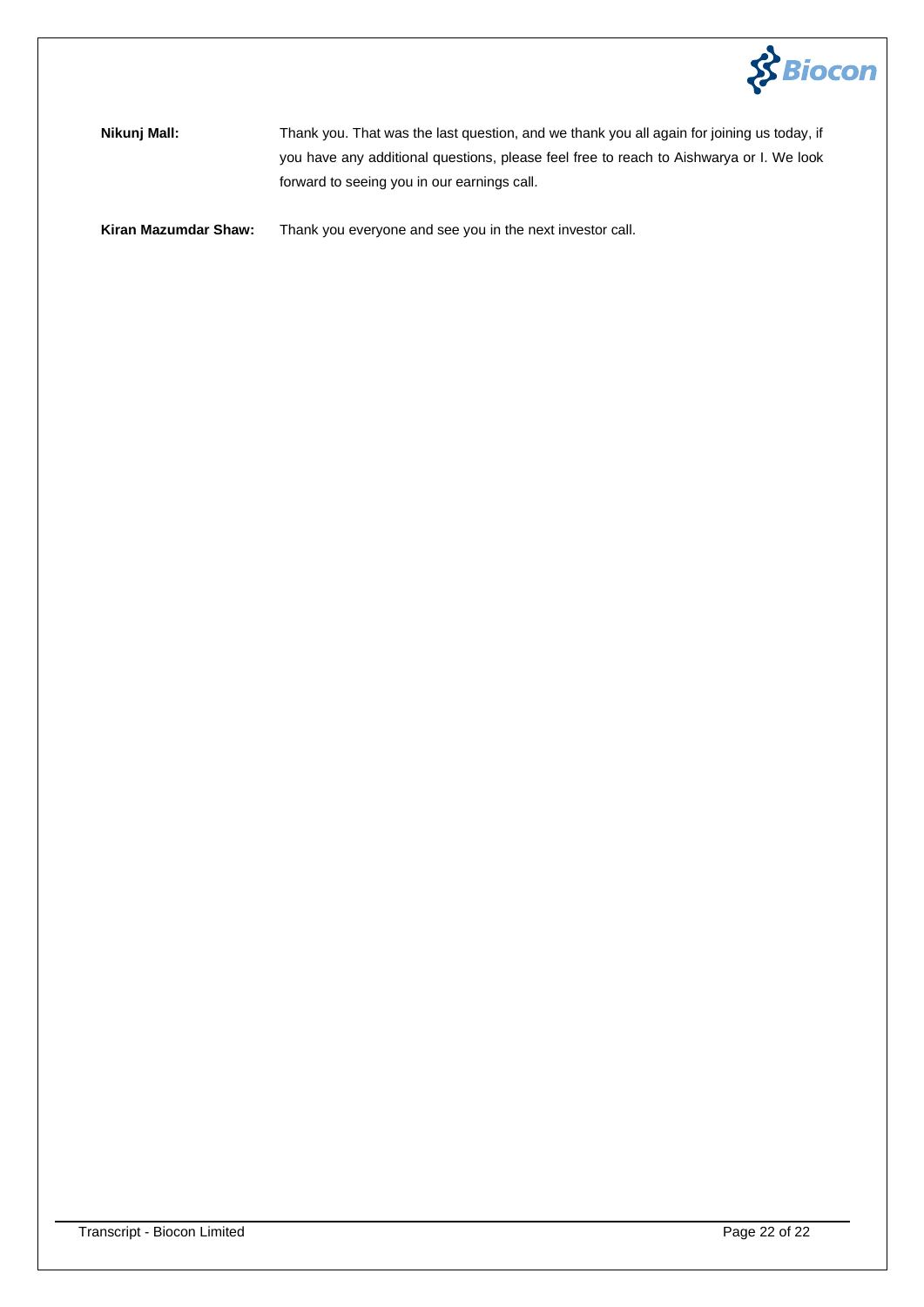**Nikunj Mall:** Thank you. That was the last question, and we thank you all again for joining us today, if you have any additional questions, please feel free to reach to Aishwarya or I. We look forward to seeing you in our earnings call.

**Kiran Mazumdar Shaw:** Thank you everyone and see you in the next investor call.